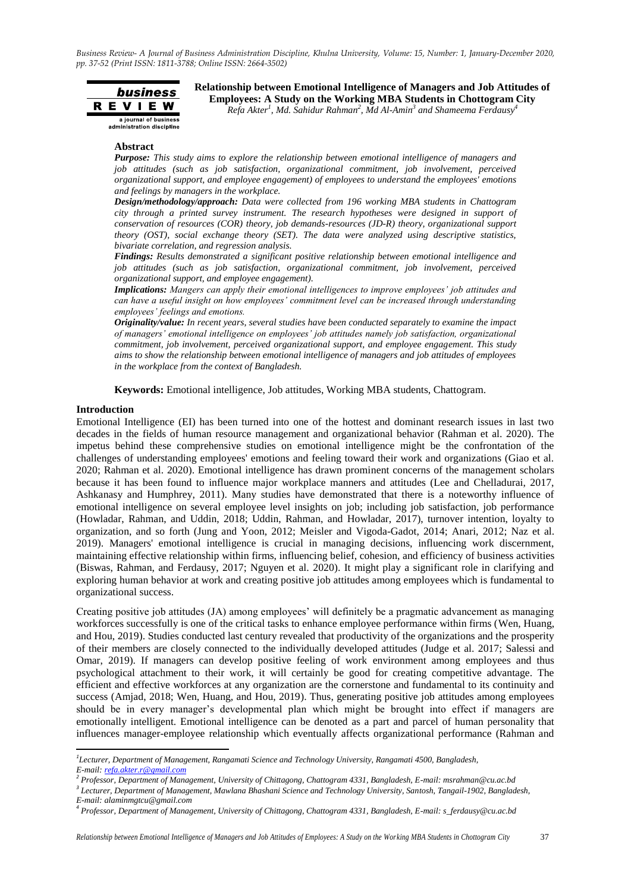# Relationship between Emotional Intelligence of Managers and Job Attitudes of Employees: A Study on the Working MBA Students in Chottogram City

*Refa Akter[1], Md. Sahidur Rahman[2], Md Al-Amin[3] and Shameema Ferdausy[4]*

## Abstract

***Purpose:*** *This study aims to explore the relationship between emotional intelligence of managers and job attitudes (such as job satisfaction, organizational commitment, job involvement, perceived organizational support, and employee engagement) of employees to understand the employees' emotions and feelings by managers in the workplace.*

***Design/methodology/approach:*** *Data were collected from 196 working MBA students in Chattogram city through a printed survey instrument. The research hypotheses were designed in support of conservation of resources (COR) theory, job demands-resources (JD-R) theory, organizational support theory (OST), social exchange theory (SET). The data were analyzed using descriptive statistics, bivariate correlation, and regression analysis.*

***Findings:*** *Results demonstrated a significant positive relationship between emotional intelligence and job attitudes (such as job satisfaction, organizational commitment, job involvement, perceived organizational support, and employee engagement).*

***Implications:*** *Mangers can apply their emotional intelligences to improve employees' job attitudes and can have a useful insight on how employees' commitment level can be increased through understanding employees' feelings and emotions.*

***Originality/value:*** *In recent years, several studies have been conducted separately to examine the impact of managers' emotional intelligence on employees' job attitudes namely job satisfaction, organizational commitment, job involvement, perceived organizational support, and employee engagement. This study aims to show the relationship between emotional intelligence of managers and job attitudes of employees in the workplace from the context of Bangladesh.*

**Keywords:** Emotional intelligence, Job attitudes, Working MBA students, Chattogram.

## Introduction

Emotional Intelligence (EI) has been turned into one of the hottest and dominant research issues in last two decades in the fields of human resource management and organizational behavior (Rahman et al. 2020). The impetus behind these comprehensive studies on emotional intelligence might be the confrontation of the challenges of understanding employees' emotions and feeling toward their work and organizations (Giao et al. 2020; Rahman et al. 2020). Emotional intelligence has drawn prominent concerns of the management scholars because it has been found to influence major workplace manners and attitudes (Lee and Chelladurai, 2017, Ashkanasy and Humphrey, 2011). Many studies have demonstrated that there is a noteworthy influence of emotional intelligence on several employee level insights on job; including job satisfaction, job performance (Howladar, Rahman, and Uddin, 2018; Uddin, Rahman, and Howladar, 2017), turnover intention, loyalty to organization, and so forth (Jung and Yoon, 2012; Meisler and Vigoda-Gadot, 2014; Anari, 2012; Naz et al. 2019). Managers' emotional intelligence is crucial in managing decisions, influencing work discernment, maintaining effective relationship within firms, influencing belief, cohesion, and efficiency of business activities (Biswas, Rahman, and Ferdausy, 2017; Nguyen et al. 2020). It might play a significant role in clarifying and exploring human behavior at work and creating positive job attitudes among employees which is fundamental to organizational success.

Creating positive job attitudes (JA) among employees' will definitely be a pragmatic advancement as managing workforces successfully is one of the critical tasks to enhance employee performance within firms (Wen, Huang, and Hou, 2019). Studies conducted last century revealed that productivity of the organizations and the prosperity of their members are closely connected to the individually developed attitudes (Judge et al. 2017; Salessi and Omar, 2019). If managers can develop positive feeling of work environment among employees and thus psychological attachment to their work, it will certainly be good for creating competitive advantage. The efficient and effective workforces at any organization are the cornerstone and fundamental to its continuity and success (Amjad, 2018; Wen, Huang, and Hou, 2019). Thus, generating positive job attitudes among employees should be in every manager's developmental plan which might be brought into effect if managers are emotionally intelligent. Emotional intelligence can be denoted as a part and parcel of human personality that influences manager-employee relationship which eventually affects organizational performance (Rahman and

---

[1] *Lecturer, Department of Management, Rangamati Science and Technology University, Rangamati 4500, Bangladesh, E-mail: refa.akter.r@gmail.com*

[2] *Professor, Department of Management, University of Chittagong, Chattogram 4331, Bangladesh, E-mail: msrahman@cu.ac.bd*

[3] *Lecturer, Department of Management, Mawlana Bhashani Science and Technology University, Santosh, Tangail-1902, Bangladesh, E-mail: alaminmgtcu@gmail.com*

[4] *Professor, Department of Management, University of Chittagong, Chattogram 4331, Bangladesh, E-mail: s_ferdausy@cu.ac.bd*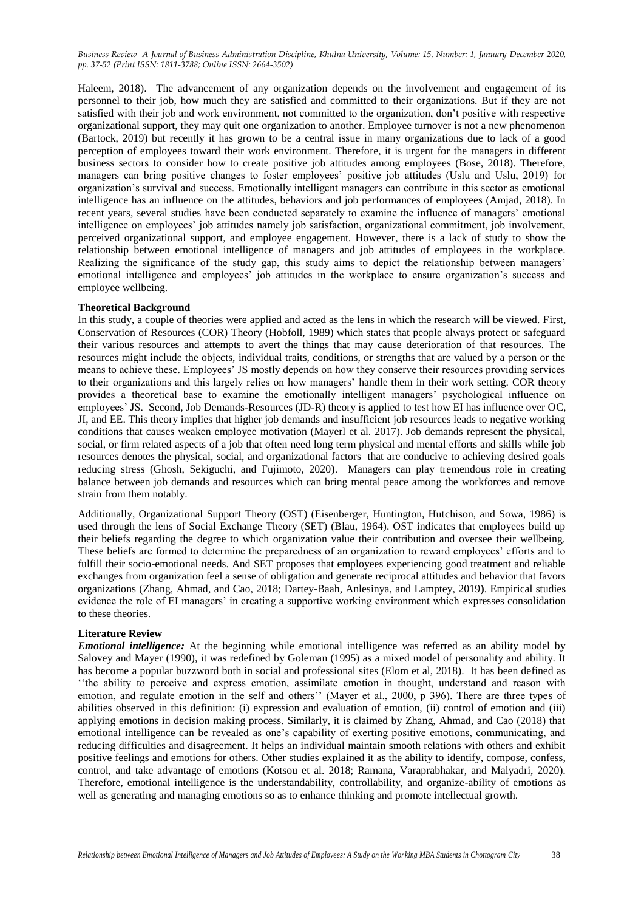Haleem, 2018). The advancement of any organization depends on the involvement and engagement of its personnel to their job, how much they are satisfied and committed to their organizations. But if they are not satisfied with their job and work environment, not committed to the organization, don't positive with respective organizational support, they may quit one organization to another. Employee turnover is not a new phenomenon (Bartock, 2019) but recently it has grown to be a central issue in many organizations due to lack of a good perception of employees toward their work environment. Therefore, it is urgent for the managers in different business sectors to consider how to create positive job attitudes among employees (Bose, 2018). Therefore, managers can bring positive changes to foster employees' positive job attitudes (Uslu and Uslu, 2019) for organization's survival and success. Emotionally intelligent managers can contribute in this sector as emotional intelligence has an influence on the attitudes, behaviors and job performances of employees (Amjad, 2018). In recent years, several studies have been conducted separately to examine the influence of managers' emotional intelligence on employees' job attitudes namely job satisfaction, organizational commitment, job involvement, perceived organizational support, and employee engagement. However, there is a lack of study to show the relationship between emotional intelligence of managers and job attitudes of employees in the workplace. Realizing the significance of the study gap, this study aims to depict the relationship between managers' emotional intelligence and employees' job attitudes in the workplace to ensure organization's success and employee wellbeing.

**Theoretical Background**

In this study, a couple of theories were applied and acted as the lens in which the research will be viewed. First, Conservation of Resources (COR) Theory (Hobfoll, 1989) which states that people always protect or safeguard their various resources and attempts to avert the things that may cause deterioration of that resources. The resources might include the objects, individual traits, conditions, or strengths that are valued by a person or the means to achieve these. Employees' JS mostly depends on how they conserve their resources providing services to their organizations and this largely relies on how managers' handle them in their work setting. COR theory provides a theoretical base to examine the emotionally intelligent managers' psychological influence on employees' JS. Second, Job Demands-Resources (JD-R) theory is applied to test how EI has influence over OC, JI, and EE. This theory implies that higher job demands and insufficient job resources leads to negative working conditions that causes weaken employee motivation (Mayerl et al. 2017). Job demands represent the physical, social, or firm related aspects of a job that often need long term physical and mental efforts and skills while job resources denotes the physical, social, and organizational factors that are conducive to achieving desired goals reducing stress (Ghosh, Sekiguchi, and Fujimoto, 2020). Managers can play tremendous role in creating balance between job demands and resources which can bring mental peace among the workforces and remove strain from them notably.

Additionally, Organizational Support Theory (OST) (Eisenberger, Huntington, Hutchison, and Sowa, 1986) is used through the lens of Social Exchange Theory (SET) (Blau, 1964). OST indicates that employees build up their beliefs regarding the degree to which organization value their contribution and oversee their wellbeing. These beliefs are formed to determine the preparedness of an organization to reward employees' efforts and to fulfill their socio-emotional needs. And SET proposes that employees experiencing good treatment and reliable exchanges from organization feel a sense of obligation and generate reciprocal attitudes and behavior that favors organizations (Zhang, Ahmad, and Cao, 2018; Dartey-Baah, Anlesinya, and Lamptey, 2019). Empirical studies evidence the role of EI managers' in creating a supportive working environment which expresses consolidation to these theories.

**Literature Review**

***Emotional intelligence:*** At the beginning while emotional intelligence was referred as an ability model by Salovey and Mayer (1990), it was redefined by Goleman (1995) as a mixed model of personality and ability. It has become a popular buzzword both in social and professional sites (Elom et al, 2018). It has been defined as ''the ability to perceive and express emotion, assimilate emotion in thought, understand and reason with emotion, and regulate emotion in the self and others'' (Mayer et al., 2000, p 396). There are three types of abilities observed in this definition: (i) expression and evaluation of emotion, (ii) control of emotion and (iii) applying emotions in decision making process. Similarly, it is claimed by Zhang, Ahmad, and Cao (2018) that emotional intelligence can be revealed as one's capability of exerting positive emotions, communicating, and reducing difficulties and disagreement. It helps an individual maintain smooth relations with others and exhibit positive feelings and emotions for others. Other studies explained it as the ability to identify, compose, confess, control, and take advantage of emotions (Kotsou et al. 2018; Ramana, Varaprabhakar, and Malyadri, 2020). Therefore, emotional intelligence is the understandability, controllability, and organize-ability of emotions as well as generating and managing emotions so as to enhance thinking and promote intellectual growth.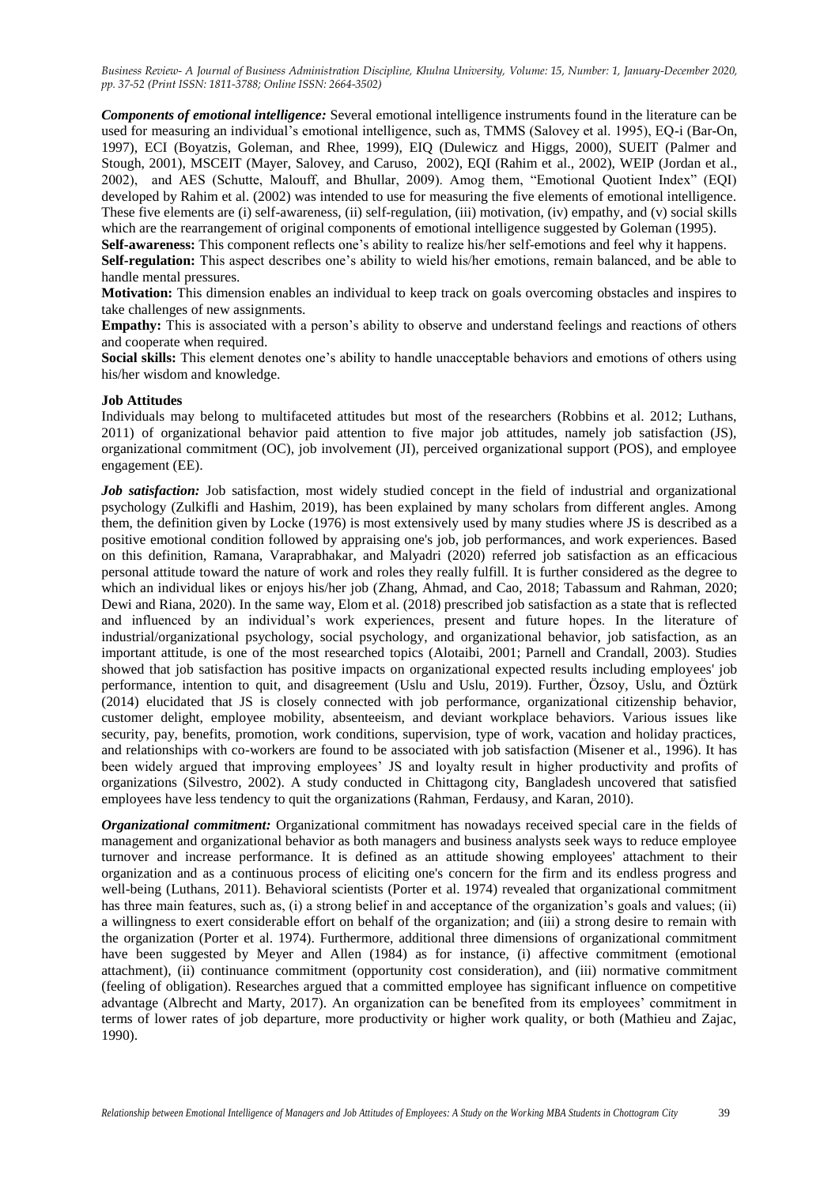***Components of emotional intelligence:*** Several emotional intelligence instruments found in the literature can be used for measuring an individual's emotional intelligence, such as, TMMS (Salovey et al. 1995), EQ-i (Bar-On, 1997), ECI (Boyatzis, Goleman, and Rhee, 1999), EIQ (Dulewicz and Higgs, 2000), SUEIT (Palmer and Stough, 2001), MSCEIT (Mayer, Salovey, and Caruso, 2002), EQI (Rahim et al., 2002), WEIP (Jordan et al., 2002), and AES (Schutte, Malouff, and Bhullar, 2009). Amog them, "Emotional Quotient Index" (EQI) developed by Rahim et al. (2002) was intended to use for measuring the five elements of emotional intelligence. These five elements are (i) self-awareness, (ii) self-regulation, (iii) motivation, (iv) empathy, and (v) social skills which are the rearrangement of original components of emotional intelligence suggested by Goleman (1995).

**Self-awareness:** This component reflects one's ability to realize his/her self-emotions and feel why it happens.

**Self-regulation:** This aspect describes one's ability to wield his/her emotions, remain balanced, and be able to handle mental pressures.

**Motivation:** This dimension enables an individual to keep track on goals overcoming obstacles and inspires to take challenges of new assignments.

**Empathy:** This is associated with a person's ability to observe and understand feelings and reactions of others and cooperate when required.

**Social skills:** This element denotes one's ability to handle unacceptable behaviors and emotions of others using his/her wisdom and knowledge.

### Job Attitudes

Individuals may belong to multifaceted attitudes but most of the researchers (Robbins et al. 2012; Luthans, 2011) of organizational behavior paid attention to five major job attitudes, namely job satisfaction (JS), organizational commitment (OC), job involvement (JI), perceived organizational support (POS), and employee engagement (EE).

***Job satisfaction:*** Job satisfaction, most widely studied concept in the field of industrial and organizational psychology (Zulkifli and Hashim, 2019), has been explained by many scholars from different angles. Among them, the definition given by Locke (1976) is most extensively used by many studies where JS is described as a positive emotional condition followed by appraising one's job, job performances, and work experiences. Based on this definition, Ramana, Varaprabhakar, and Malyadri (2020) referred job satisfaction as an efficacious personal attitude toward the nature of work and roles they really fulfill. It is further considered as the degree to which an individual likes or enjoys his/her job (Zhang, Ahmad, and Cao, 2018; Tabassum and Rahman, 2020; Dewi and Riana, 2020). In the same way, Elom et al. (2018) prescribed job satisfaction as a state that is reflected and influenced by an individual's work experiences, present and future hopes. In the literature of industrial/organizational psychology, social psychology, and organizational behavior, job satisfaction, as an important attitude, is one of the most researched topics (Alotaibi, 2001; Parnell and Crandall, 2003). Studies showed that job satisfaction has positive impacts on organizational expected results including employees' job performance, intention to quit, and disagreement (Uslu and Uslu, 2019). Further, Özsoy, Uslu, and Öztürk (2014) elucidated that JS is closely connected with job performance, organizational citizenship behavior, customer delight, employee mobility, absenteeism, and deviant workplace behaviors. Various issues like security, pay, benefits, promotion, work conditions, supervision, type of work, vacation and holiday practices, and relationships with co-workers are found to be associated with job satisfaction (Misener et al., 1996). It has been widely argued that improving employees' JS and loyalty result in higher productivity and profits of organizations (Silvestro, 2002). A study conducted in Chittagong city, Bangladesh uncovered that satisfied employees have less tendency to quit the organizations (Rahman, Ferdausy, and Karan, 2010).

***Organizational commitment:*** Organizational commitment has nowadays received special care in the fields of management and organizational behavior as both managers and business analysts seek ways to reduce employee turnover and increase performance. It is defined as an attitude showing employees' attachment to their organization and as a continuous process of eliciting one's concern for the firm and its endless progress and well-being (Luthans, 2011). Behavioral scientists (Porter et al. 1974) revealed that organizational commitment has three main features, such as, (i) a strong belief in and acceptance of the organization's goals and values; (ii) a willingness to exert considerable effort on behalf of the organization; and (iii) a strong desire to remain with the organization (Porter et al. 1974). Furthermore, additional three dimensions of organizational commitment have been suggested by Meyer and Allen (1984) as for instance, (i) affective commitment (emotional attachment), (ii) continuance commitment (opportunity cost consideration), and (iii) normative commitment (feeling of obligation). Researches argued that a committed employee has significant influence on competitive advantage (Albrecht and Marty, 2017). An organization can be benefited from its employees' commitment in terms of lower rates of job departure, more productivity or higher work quality, or both (Mathieu and Zajac, 1990).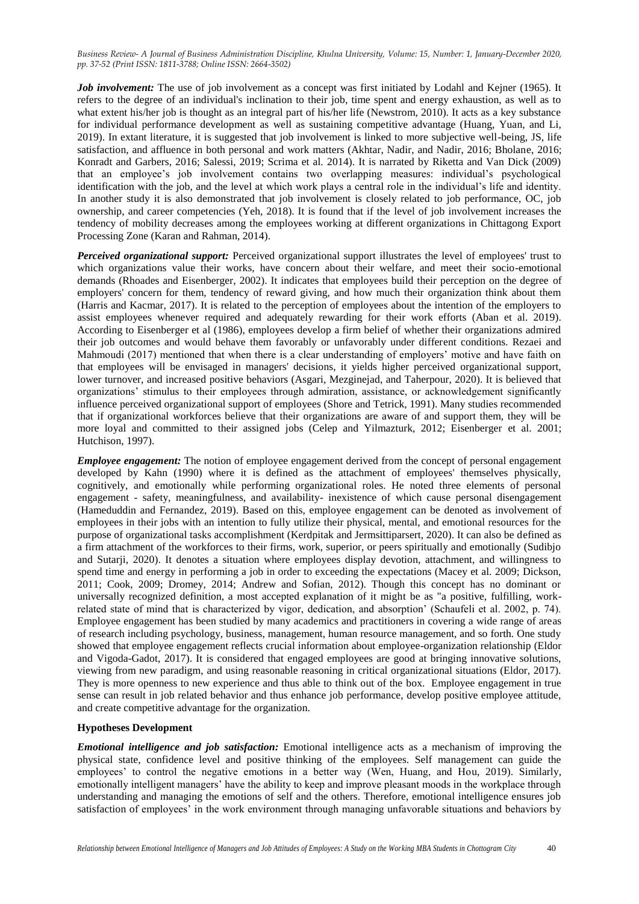***Job involvement:*** The use of job involvement as a concept was first initiated by Lodahl and Kejner (1965). It refers to the degree of an individual's inclination to their job, time spent and energy exhaustion, as well as to what extent his/her job is thought as an integral part of his/her life (Newstrom, 2010). It acts as a key substance for individual performance development as well as sustaining competitive advantage (Huang, Yuan, and Li, 2019). In extant literature, it is suggested that job involvement is linked to more subjective well-being, JS, life satisfaction, and affluence in both personal and work matters (Akhtar, Nadir, and Nadir, 2016; Bholane, 2016; Konradt and Garbers, 2016; Salessi, 2019; Scrima et al. 2014). It is narrated by Riketta and Van Dick (2009) that an employee's job involvement contains two overlapping measures: individual's psychological identification with the job, and the level at which work plays a central role in the individual's life and identity. In another study it is also demonstrated that job involvement is closely related to job performance, OC, job ownership, and career competencies (Yeh, 2018). It is found that if the level of job involvement increases the tendency of mobility decreases among the employees working at different organizations in Chittagong Export Processing Zone (Karan and Rahman, 2014).

***Perceived organizational support:*** Perceived organizational support illustrates the level of employees' trust to which organizations value their works, have concern about their welfare, and meet their socio-emotional demands (Rhoades and Eisenberger, 2002). It indicates that employees build their perception on the degree of employers' concern for them, tendency of reward giving, and how much their organization think about them (Harris and Kacmar, 2017). It is related to the perception of employees about the intention of the employers to assist employees whenever required and adequately rewarding for their work efforts (Aban et al. 2019). According to Eisenberger et al (1986), employees develop a firm belief of whether their organizations admired their job outcomes and would behave them favorably or unfavorably under different conditions. Rezaei and Mahmoudi (2017) mentioned that when there is a clear understanding of employers' motive and have faith on that employees will be envisaged in managers' decisions, it yields higher perceived organizational support, lower turnover, and increased positive behaviors (Asgari, Mezginejad, and Taherpour, 2020). It is believed that organizations' stimulus to their employees through admiration, assistance, or acknowledgement significantly influence perceived organizational support of employees (Shore and Tetrick, 1991). Many studies recommended that if organizational workforces believe that their organizations are aware of and support them, they will be more loyal and committed to their assigned jobs (Celep and Yilmazturk, 2012; Eisenberger et al. 2001; Hutchison, 1997).

***Employee engagement:*** The notion of employee engagement derived from the concept of personal engagement developed by Kahn (1990) where it is defined as the attachment of employees' themselves physically, cognitively, and emotionally while performing organizational roles. He noted three elements of personal engagement - safety, meaningfulness, and availability- inexistence of which cause personal disengagement (Hameduddin and Fernandez, 2019). Based on this, employee engagement can be denoted as involvement of employees in their jobs with an intention to fully utilize their physical, mental, and emotional resources for the purpose of organizational tasks accomplishment (Kerdpitak and Jermsittiparsert, 2020). It can also be defined as a firm attachment of the workforces to their firms, work, superior, or peers spiritually and emotionally (Sudibjo and Sutarji, 2020). It denotes a situation where employees display devotion, attachment, and willingness to spend time and energy in performing a job in order to exceeding the expectations (Macey et al. 2009; Dickson, 2011; Cook, 2009; Dromey, 2014; Andrew and Sofian, 2012). Though this concept has no dominant or universally recognized definition, a most accepted explanation of it might be as "a positive, fulfilling, work-related state of mind that is characterized by vigor, dedication, and absorption' (Schaufeli et al. 2002, p. 74). Employee engagement has been studied by many academics and practitioners in covering a wide range of areas of research including psychology, business, management, human resource management, and so forth. One study showed that employee engagement reflects crucial information about employee-organization relationship (Eldor and Vigoda-Gadot, 2017). It is considered that engaged employees are good at bringing innovative solutions, viewing from new paradigm, and using reasonable reasoning in critical organizational situations (Eldor, 2017). They is more openness to new experience and thus able to think out of the box. Employee engagement in true sense can result in job related behavior and thus enhance job performance, develop positive employee attitude, and create competitive advantage for the organization.

**Hypotheses Development**

***Emotional intelligence and job satisfaction:*** Emotional intelligence acts as a mechanism of improving the physical state, confidence level and positive thinking of the employees. Self management can guide the employees' to control the negative emotions in a better way (Wen, Huang, and Hou, 2019). Similarly, emotionally intelligent managers' have the ability to keep and improve pleasant moods in the workplace through understanding and managing the emotions of self and the others. Therefore, emotional intelligence ensures job satisfaction of employees' in the work environment through managing unfavorable situations and behaviors by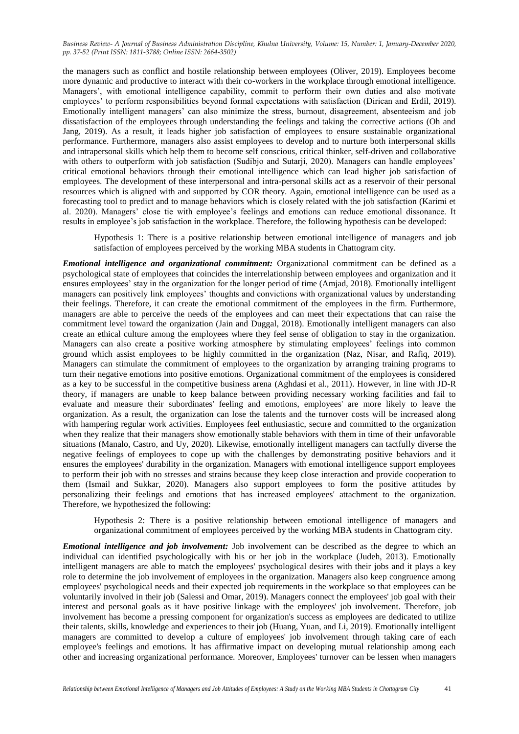the managers such as conflict and hostile relationship between employees (Oliver, 2019). Employees become more dynamic and productive to interact with their co-workers in the workplace through emotional intelligence. Managers', with emotional intelligence capability, commit to perform their own duties and also motivate employees' to perform responsibilities beyond formal expectations with satisfaction (Dirican and Erdil, 2019). Emotionally intelligent managers' can also minimize the stress, burnout, disagreement, absenteeism and job dissatisfaction of the employees through understanding the feelings and taking the corrective actions (Oh and Jang, 2019). As a result, it leads higher job satisfaction of employees to ensure sustainable organizational performance. Furthermore, managers also assist employees to develop and to nurture both interpersonal skills and intrapersonal skills which help them to become self conscious, critical thinker, self-driven and collaborative with others to outperform with job satisfaction (Sudibjo and Sutarji, 2020). Managers can handle employees' critical emotional behaviors through their emotional intelligence which can lead higher job satisfaction of employees. The development of these interpersonal and intra-personal skills act as a reservoir of their personal resources which is aligned with and supported by COR theory. Again, emotional intelligence can be used as a forecasting tool to predict and to manage behaviors which is closely related with the job satisfaction (Karimi et al. 2020). Managers' close tie with employee's feelings and emotions can reduce emotional dissonance. It results in employee's job satisfaction in the workplace. Therefore, the following hypothesis can be developed:

> Hypothesis 1: There is a positive relationship between emotional intelligence of managers and job satisfaction of employees perceived by the working MBA students in Chattogram city.

***Emotional intelligence and organizational commitment:*** Organizational commitment can be defined as a psychological state of employees that coincides the interrelationship between employees and organization and it ensures employees' stay in the organization for the longer period of time (Amjad, 2018). Emotionally intelligent managers can positively link employees' thoughts and convictions with organizational values by understanding their feelings. Therefore, it can create the emotional commitment of the employees in the firm. Furthermore, managers are able to perceive the needs of the employees and can meet their expectations that can raise the commitment level toward the organization (Jain and Duggal, 2018). Emotionally intelligent managers can also create an ethical culture among the employees where they feel sense of obligation to stay in the organization. Managers can also create a positive working atmosphere by stimulating employees' feelings into common ground which assist employees to be highly committed in the organization (Naz, Nisar, and Rafiq, 2019). Managers can stimulate the commitment of employees to the organization by arranging training programs to turn their negative emotions into positive emotions. Organizational commitment of the employees is considered as a key to be successful in the competitive business arena (Aghdasi et al., 2011). However, in line with JD-R theory, if managers are unable to keep balance between providing necessary working facilities and fail to evaluate and measure their subordinates' feeling and emotions, employees' are more likely to leave the organization. As a result, the organization can lose the talents and the turnover costs will be increased along with hampering regular work activities. Employees feel enthusiastic, secure and committed to the organization when they realize that their managers show emotionally stable behaviors with them in time of their unfavorable situations (Manalo, Castro, and Uy, 2020). Likewise, emotionally intelligent managers can tactfully diverse the negative feelings of employees to cope up with the challenges by demonstrating positive behaviors and it ensures the employees' durability in the organization. Managers with emotional intelligence support employees to perform their job with no stresses and strains because they keep close interaction and provide cooperation to them (Ismail and Sukkar, 2020). Managers also support employees to form the positive attitudes by personalizing their feelings and emotions that has increased employees' attachment to the organization. Therefore, we hypothesized the following:

> Hypothesis 2: There is a positive relationship between emotional intelligence of managers and organizational commitment of employees perceived by the working MBA students in Chattogram city.

***Emotional intelligence and job involvement:*** Job involvement can be described as the degree to which an individual can identified psychologically with his or her job in the workplace (Judeh, 2013). Emotionally intelligent managers are able to match the employees' psychological desires with their jobs and it plays a key role to determine the job involvement of employees in the organization. Managers also keep congruence among employees' psychological needs and their expected job requirements in the workplace so that employees can be voluntarily involved in their job (Salessi and Omar, 2019). Managers connect the employees' job goal with their interest and personal goals as it have positive linkage with the employees' job involvement. Therefore, job involvement has become a pressing component for organization's success as employees are dedicated to utilize their talents, skills, knowledge and experiences to their job (Huang, Yuan, and Li, 2019). Emotionally intelligent managers are committed to develop a culture of employees' job involvement through taking care of each employee's feelings and emotions. It has affirmative impact on developing mutual relationship among each other and increasing organizational performance. Moreover, Employees' turnover can be lessen when managers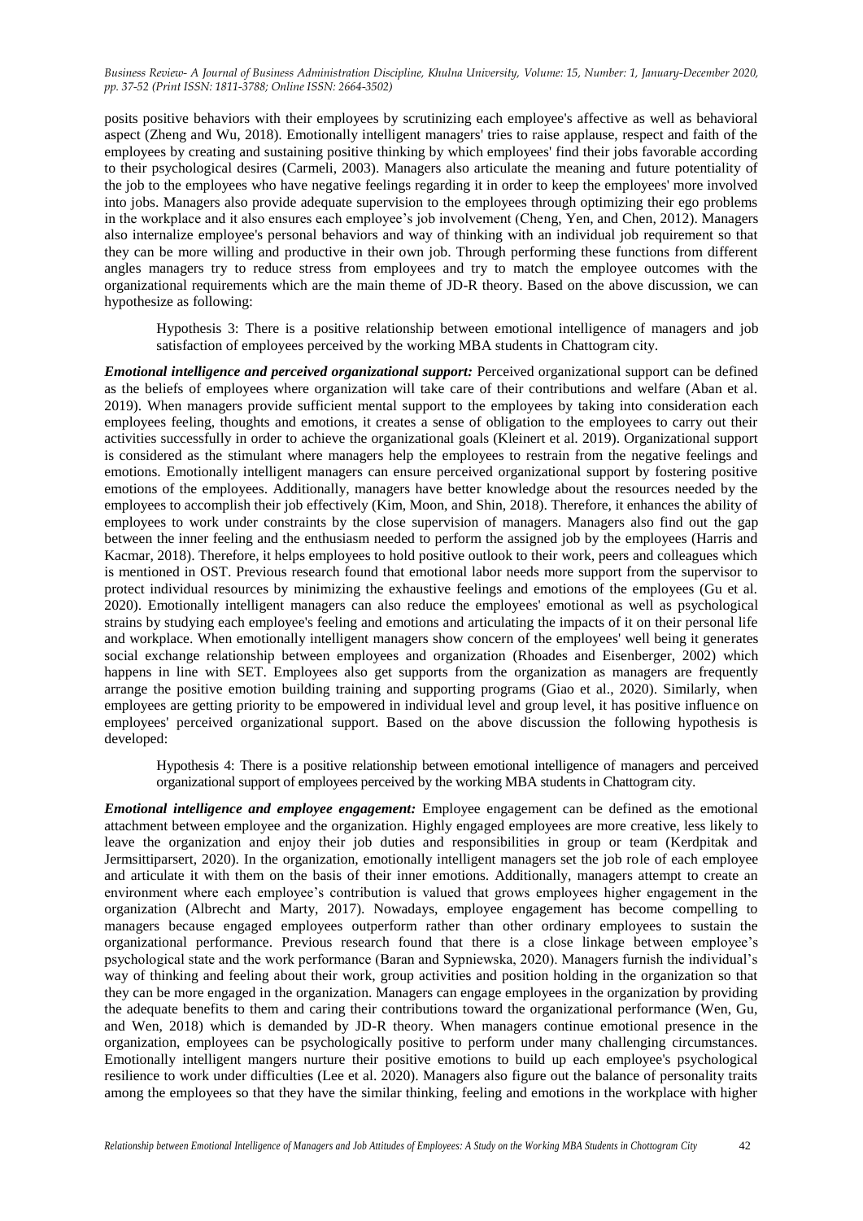posits positive behaviors with their employees by scrutinizing each employee's affective as well as behavioral aspect (Zheng and Wu, 2018). Emotionally intelligent managers' tries to raise applause, respect and faith of the employees by creating and sustaining positive thinking by which employees' find their jobs favorable according to their psychological desires (Carmeli, 2003). Managers also articulate the meaning and future potentiality of the job to the employees who have negative feelings regarding it in order to keep the employees' more involved into jobs. Managers also provide adequate supervision to the employees through optimizing their ego problems in the workplace and it also ensures each employee's job involvement (Cheng, Yen, and Chen, 2012). Managers also internalize employee's personal behaviors and way of thinking with an individual job requirement so that they can be more willing and productive in their own job. Through performing these functions from different angles managers try to reduce stress from employees and try to match the employee outcomes with the organizational requirements which are the main theme of JD-R theory. Based on the above discussion, we can hypothesize as following:

> Hypothesis 3: There is a positive relationship between emotional intelligence of managers and job satisfaction of employees perceived by the working MBA students in Chattogram city.

***Emotional intelligence and perceived organizational support:*** Perceived organizational support can be defined as the beliefs of employees where organization will take care of their contributions and welfare (Aban et al. 2019). When managers provide sufficient mental support to the employees by taking into consideration each employees feeling, thoughts and emotions, it creates a sense of obligation to the employees to carry out their activities successfully in order to achieve the organizational goals (Kleinert et al. 2019). Organizational support is considered as the stimulant where managers help the employees to restrain from the negative feelings and emotions. Emotionally intelligent managers can ensure perceived organizational support by fostering positive emotions of the employees. Additionally, managers have better knowledge about the resources needed by the employees to accomplish their job effectively (Kim, Moon, and Shin, 2018). Therefore, it enhances the ability of employees to work under constraints by the close supervision of managers. Managers also find out the gap between the inner feeling and the enthusiasm needed to perform the assigned job by the employees (Harris and Kacmar, 2018). Therefore, it helps employees to hold positive outlook to their work, peers and colleagues which is mentioned in OST. Previous research found that emotional labor needs more support from the supervisor to protect individual resources by minimizing the exhaustive feelings and emotions of the employees (Gu et al. 2020). Emotionally intelligent managers can also reduce the employees' emotional as well as psychological strains by studying each employee's feeling and emotions and articulating the impacts of it on their personal life and workplace. When emotionally intelligent managers show concern of the employees' well being it generates social exchange relationship between employees and organization (Rhoades and Eisenberger, 2002) which happens in line with SET. Employees also get supports from the organization as managers are frequently arrange the positive emotion building training and supporting programs (Giao et al., 2020). Similarly, when employees are getting priority to be empowered in individual level and group level, it has positive influence on employees' perceived organizational support. Based on the above discussion the following hypothesis is developed:

> Hypothesis 4: There is a positive relationship between emotional intelligence of managers and perceived organizational support of employees perceived by the working MBA students in Chattogram city.

***Emotional intelligence and employee engagement:*** Employee engagement can be defined as the emotional attachment between employee and the organization. Highly engaged employees are more creative, less likely to leave the organization and enjoy their job duties and responsibilities in group or team (Kerdpitak and Jermsittiparsert, 2020). In the organization, emotionally intelligent managers set the job role of each employee and articulate it with them on the basis of their inner emotions. Additionally, managers attempt to create an environment where each employee's contribution is valued that grows employees higher engagement in the organization (Albrecht and Marty, 2017). Nowadays, employee engagement has become compelling to managers because engaged employees outperform rather than other ordinary employees to sustain the organizational performance. Previous research found that there is a close linkage between employee's psychological state and the work performance (Baran and Sypniewska, 2020). Managers furnish the individual's way of thinking and feeling about their work, group activities and position holding in the organization so that they can be more engaged in the organization. Managers can engage employees in the organization by providing the adequate benefits to them and caring their contributions toward the organizational performance (Wen, Gu, and Wen, 2018) which is demanded by JD-R theory. When managers continue emotional presence in the organization, employees can be psychologically positive to perform under many challenging circumstances. Emotionally intelligent mangers nurture their positive emotions to build up each employee's psychological resilience to work under difficulties (Lee et al. 2020). Managers also figure out the balance of personality traits among the employees so that they have the similar thinking, feeling and emotions in the workplace with higher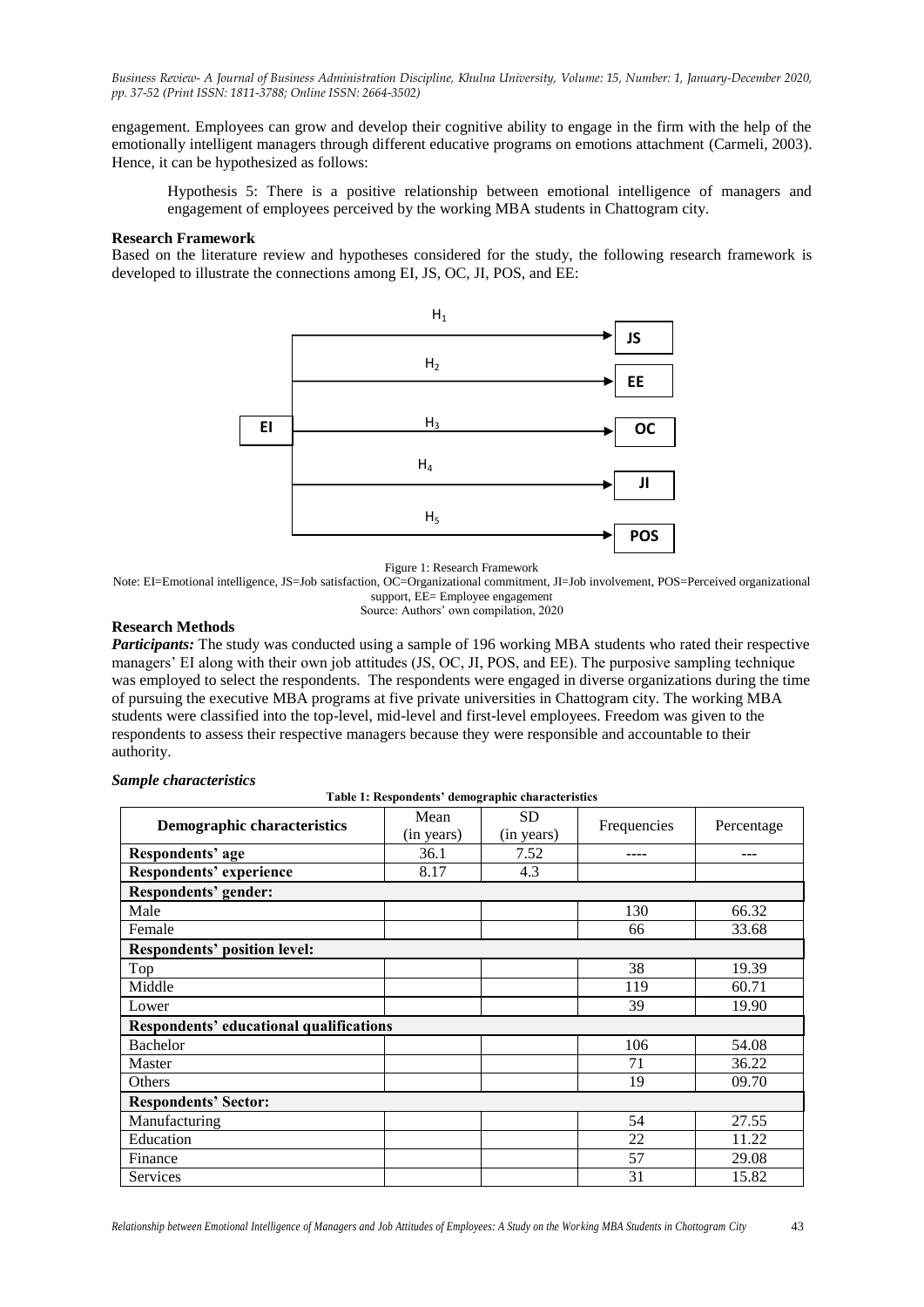engagement. Employees can grow and develop their cognitive ability to engage in the firm with the help of the emotionally intelligent managers through different educative programs on emotions attachment (Carmeli, 2003). Hence, it can be hypothesized as follows:

> Hypothesis 5: There is a positive relationship between emotional intelligence of managers and engagement of employees perceived by the working MBA students in Chattogram city.

**Research Framework**

Based on the literature review and hypotheses considered for the study, the following research framework is developed to illustrate the connections among EI, JS, OC, JI, POS, and EE:

EI → $H_1$ → JS
EI → $H_2$ → EE
EI → $H_3$ → OC
EI → $H_4$ → JI
EI → $H_5$ → POS

Figure 1: Research Framework

Note: EI=Emotional intelligence, JS=Job satisfaction, OC=Organizational commitment, JI=Job involvement, POS=Perceived organizational support, EE= Employee engagement

Source: Authors' own compilation, 2020

**Research Methods**

***Participants:*** The study was conducted using a sample of 196 working MBA students who rated their respective managers' EI along with their own job attitudes (JS, OC, JI, POS, and EE). The purposive sampling technique was employed to select the respondents. The respondents were engaged in diverse organizations during the time of pursuing the executive MBA programs at five private universities in Chattogram city. The working MBA students were classified into the top-level, mid-level and first-level employees. Freedom was given to the respondents to assess their respective managers because they were responsible and accountable to their authority.

***Sample characteristics***

**Table 1: Respondents' demographic characteristics**

| Demographic characteristics | Mean (in years) | SD (in years) | Frequencies | Percentage |
|---|---|---|---|---|
| **Respondents' age** | 36.1 | 7.52 | ---- | --- |
| **Respondents' experience** | 8.17 | 4.3 | | |
| **Respondents' gender:** | | | | |
| Male | | | 130 | 66.32 |
| Female | | | 66 | 33.68 |
| **Respondents' position level:** | | | | |
| Top | | | 38 | 19.39 |
| Middle | | | 119 | 60.71 |
| Lower | | | 39 | 19.90 |
| **Respondents' educational qualifications** | | | | |
| Bachelor | | | 106 | 54.08 |
| Master | | | 71 | 36.22 |
| Others | | | 19 | 09.70 |
| **Respondents' Sector:** | | | | |
| Manufacturing | | | 54 | 27.55 |
| Education | | | 22 | 11.22 |
| Finance | | | 57 | 29.08 |
| Services | | | 31 | 15.82 |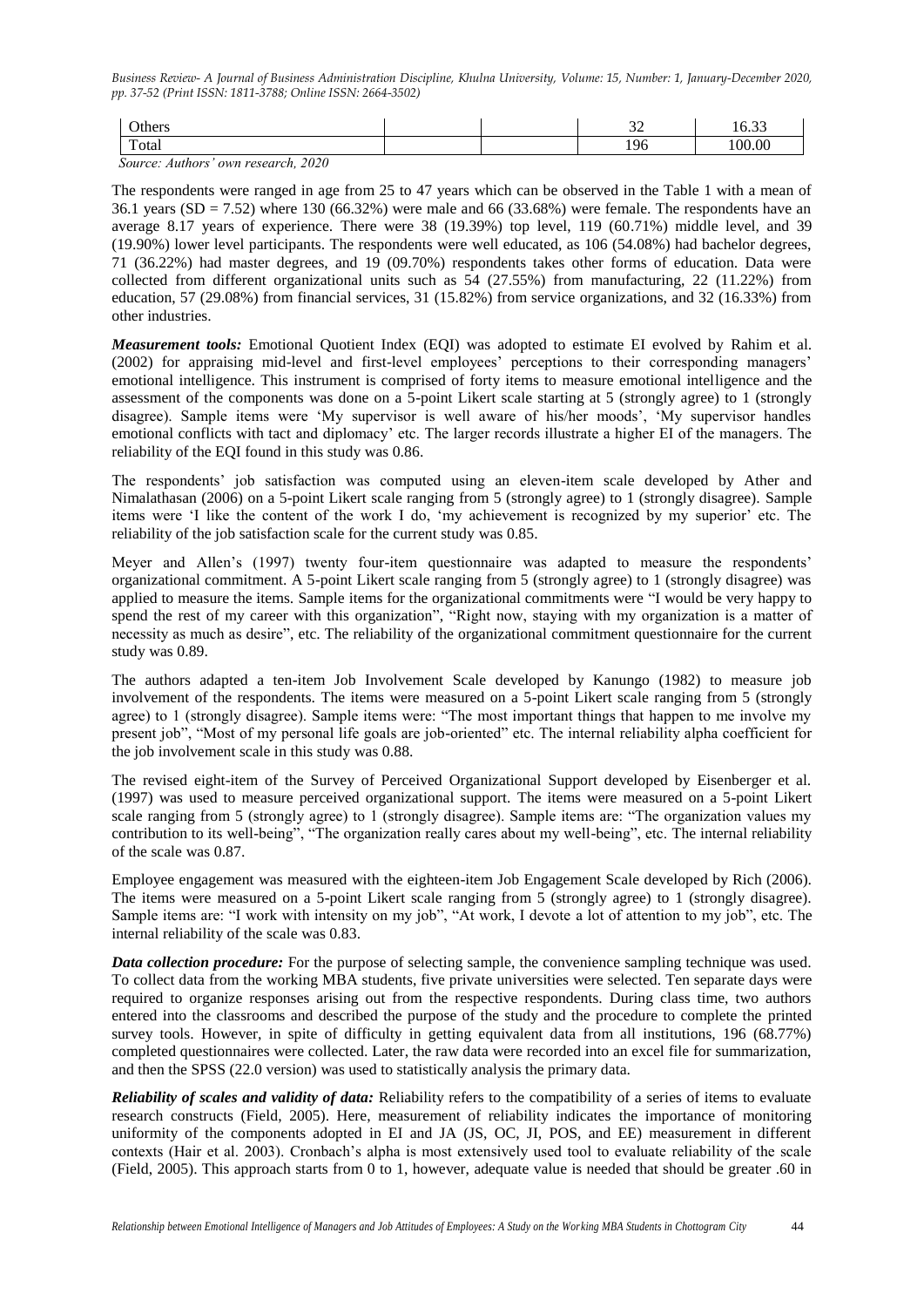| Others | | | 32 | 16.33 |
|---|---|---|---|---|
| Total | | | 196 | 100.00 |

*Source: Authors' own research, 2020*

The respondents were ranged in age from 25 to 47 years which can be observed in the Table 1 with a mean of 36.1 years (SD = 7.52) where 130 (66.32%) were male and 66 (33.68%) were female. The respondents have an average 8.17 years of experience. There were 38 (19.39%) top level, 119 (60.71%) middle level, and 39 (19.90%) lower level participants. The respondents were well educated, as 106 (54.08%) had bachelor degrees, 71 (36.22%) had master degrees, and 19 (09.70%) respondents takes other forms of education. Data were collected from different organizational units such as 54 (27.55%) from manufacturing, 22 (11.22%) from education, 57 (29.08%) from financial services, 31 (15.82%) from service organizations, and 32 (16.33%) from other industries.

***Measurement tools:*** Emotional Quotient Index (EQI) was adopted to estimate EI evolved by Rahim et al. (2002) for appraising mid-level and first-level employees' perceptions to their corresponding managers' emotional intelligence. This instrument is comprised of forty items to measure emotional intelligence and the assessment of the components was done on a 5-point Likert scale starting at 5 (strongly agree) to 1 (strongly disagree). Sample items were 'My supervisor is well aware of his/her moods', 'My supervisor handles emotional conflicts with tact and diplomacy' etc. The larger records illustrate a higher EI of the managers. The reliability of the EQI found in this study was 0.86.

The respondents' job satisfaction was computed using an eleven-item scale developed by Ather and Nimalathasan (2006) on a 5-point Likert scale ranging from 5 (strongly agree) to 1 (strongly disagree). Sample items were 'I like the content of the work I do, 'my achievement is recognized by my superior' etc. The reliability of the job satisfaction scale for the current study was 0.85.

Meyer and Allen's (1997) twenty four-item questionnaire was adapted to measure the respondents' organizational commitment. A 5-point Likert scale ranging from 5 (strongly agree) to 1 (strongly disagree) was applied to measure the items. Sample items for the organizational commitments were "I would be very happy to spend the rest of my career with this organization", "Right now, staying with my organization is a matter of necessity as much as desire", etc. The reliability of the organizational commitment questionnaire for the current study was 0.89.

The authors adapted a ten-item Job Involvement Scale developed by Kanungo (1982) to measure job involvement of the respondents. The items were measured on a 5-point Likert scale ranging from 5 (strongly agree) to 1 (strongly disagree). Sample items were: "The most important things that happen to me involve my present job", "Most of my personal life goals are job-oriented" etc. The internal reliability alpha coefficient for the job involvement scale in this study was 0.88.

The revised eight-item of the Survey of Perceived Organizational Support developed by Eisenberger et al. (1997) was used to measure perceived organizational support. The items were measured on a 5-point Likert scale ranging from 5 (strongly agree) to 1 (strongly disagree). Sample items are: "The organization values my contribution to its well-being", "The organization really cares about my well-being", etc. The internal reliability of the scale was 0.87.

Employee engagement was measured with the eighteen-item Job Engagement Scale developed by Rich (2006). The items were measured on a 5-point Likert scale ranging from 5 (strongly agree) to 1 (strongly disagree). Sample items are: "I work with intensity on my job", "At work, I devote a lot of attention to my job", etc. The internal reliability of the scale was 0.83.

***Data collection procedure:*** For the purpose of selecting sample, the convenience sampling technique was used. To collect data from the working MBA students, five private universities were selected. Ten separate days were required to organize responses arising out from the respective respondents. During class time, two authors entered into the classrooms and described the purpose of the study and the procedure to complete the printed survey tools. However, in spite of difficulty in getting equivalent data from all institutions, 196 (68.77%) completed questionnaires were collected. Later, the raw data were recorded into an excel file for summarization, and then the SPSS (22.0 version) was used to statistically analysis the primary data.

***Reliability of scales and validity of data:*** Reliability refers to the compatibility of a series of items to evaluate research constructs (Field, 2005). Here, measurement of reliability indicates the importance of monitoring uniformity of the components adopted in EI and JA (JS, OC, JI, POS, and EE) measurement in different contexts (Hair et al. 2003). Cronbach's alpha is most extensively used tool to evaluate reliability of the scale (Field, 2005). This approach starts from 0 to 1, however, adequate value is needed that should be greater .60 in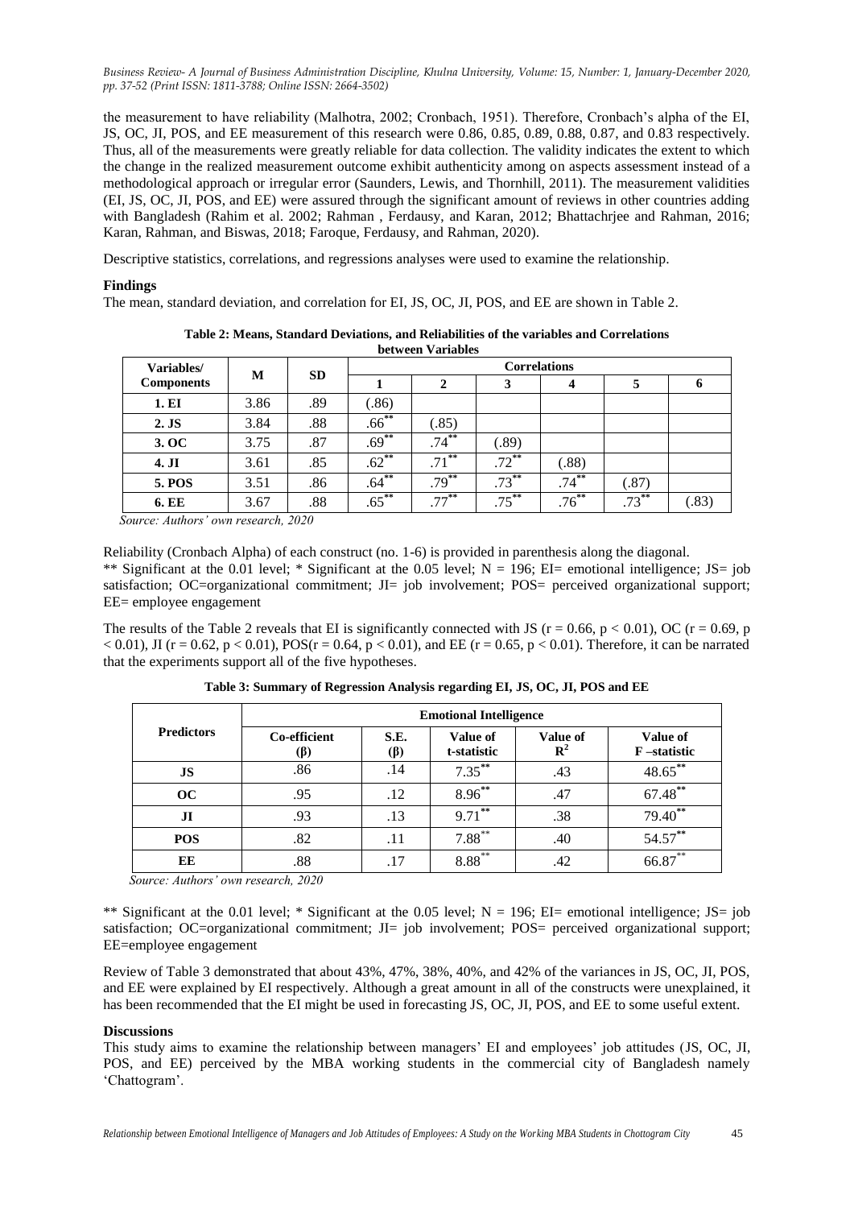the measurement to have reliability (Malhotra, 2002; Cronbach, 1951). Therefore, Cronbach's alpha of the EI, JS, OC, JI, POS, and EE measurement of this research were 0.86, 0.85, 0.89, 0.88, 0.87, and 0.83 respectively. Thus, all of the measurements were greatly reliable for data collection. The validity indicates the extent to which the change in the realized measurement outcome exhibit authenticity among on aspects assessment instead of a methodological approach or irregular error (Saunders, Lewis, and Thornhill, 2011). The measurement validities (EI, JS, OC, JI, POS, and EE) were assured through the significant amount of reviews in other countries adding with Bangladesh (Rahim et al. 2002; Rahman , Ferdausy, and Karan, 2012; Bhattachrjee and Rahman, 2016; Karan, Rahman, and Biswas, 2018; Faroque, Ferdausy, and Rahman, 2020).

Descriptive statistics, correlations, and regressions analyses were used to examine the relationship.

### Findings

The mean, standard deviation, and correlation for EI, JS, OC, JI, POS, and EE are shown in Table 2.

**Table 2: Means, Standard Deviations, and Reliabilities of the variables and Correlations between Variables**

| Variables/ Components | M | SD | Correlations | | | | | |
|---|---|---|---|---|---|---|---|---|
| | | | 1 | 2 | 3 | 4 | 5 | 6 |
| **1. EI** | 3.86 | .89 | (.86) | | | | | |
| **2. JS** | 3.84 | .88 | .66** | (.85) | | | | |
| **3. OC** | 3.75 | .87 | .69** | .74** | (.89) | | | |
| **4. JI** | 3.61 | .85 | .62** | .71** | .72** | (.88) | | |
| **5. POS** | 3.51 | .86 | .64** | .79** | .73** | .74** | (.87) | |
| **6. EE** | 3.67 | .88 | .65** | .77** | .75** | .76** | .73** | (.83) |

*Source: Authors' own research, 2020*

Reliability (Cronbach Alpha) of each construct (no. 1-6) is provided in parenthesis along the diagonal.
** Significant at the 0.01 level; * Significant at the 0.05 level; N = 196; EI= emotional intelligence; JS= job satisfaction; OC=organizational commitment; JI= job involvement; POS= perceived organizational support; EE= employee engagement

The results of the Table 2 reveals that EI is significantly connected with JS ($r = 0.66$, $p < 0.01$), OC ($r = 0.69$, $p < 0.01$), JI ($r = 0.62$, $p < 0.01$), POS($r = 0.64$, $p < 0.01$), and EE ($r = 0.65$, $p < 0.01$). Therefore, it can be narrated that the experiments support all of the five hypotheses.

**Table 3: Summary of Regression Analysis regarding EI, JS, OC, JI, POS and EE**

| Predictors | Emotional Intelligence | | | | |
|---|---|---|---|---|---|
| | Co-efficient (β) | S.E. (β) | Value of t-statistic | Value of $R^2$ | Value of F –statistic |
| **JS** | .86 | .14 | 7.35** | .43 | 48.65** |
| **OC** | .95 | .12 | 8.96** | .47 | 67.48** |
| **JI** | .93 | .13 | 9.71** | .38 | 79.40** |
| **POS** | .82 | .11 | 7.88** | .40 | 54.57** |
| **EE** | .88 | .17 | 8.88** | .42 | 66.87** |

*Source: Authors' own research, 2020*

** Significant at the 0.01 level; * Significant at the 0.05 level; N = 196; EI= emotional intelligence; JS= job satisfaction; OC=organizational commitment; JI= job involvement; POS= perceived organizational support; EE=employee engagement

Review of Table 3 demonstrated that about 43%, 47%, 38%, 40%, and 42% of the variances in JS, OC, JI, POS, and EE were explained by EI respectively. Although a great amount in all of the constructs were unexplained, it has been recommended that the EI might be used in forecasting JS, OC, JI, POS, and EE to some useful extent.

### Discussions

This study aims to examine the relationship between managers' EI and employees' job attitudes (JS, OC, JI, POS, and EE) perceived by the MBA working students in the commercial city of Bangladesh namely 'Chattogram'.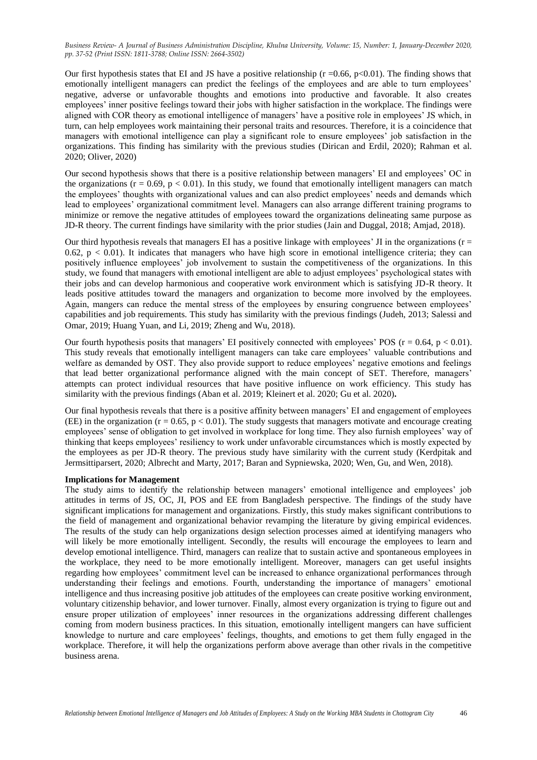Our first hypothesis states that EI and JS have a positive relationship ($r = 0.66$, $p < 0.01$). The finding shows that emotionally intelligent managers can predict the feelings of the employees and are able to turn employees' negative, adverse or unfavorable thoughts and emotions into productive and favorable. It also creates employees' inner positive feelings toward their jobs with higher satisfaction in the workplace. The findings were aligned with COR theory as emotional intelligence of managers' have a positive role in employees' JS which, in turn, can help employees work maintaining their personal traits and resources. Therefore, it is a coincidence that managers with emotional intelligence can play a significant role to ensure employees' job satisfaction in the organizations. This finding has similarity with the previous studies (Dirican and Erdil, 2020); Rahman et al. 2020; Oliver, 2020)

Our second hypothesis shows that there is a positive relationship between managers' EI and employees' OC in the organizations ($r = 0.69$, $p < 0.01$). In this study, we found that emotionally intelligent managers can match the employees' thoughts with organizational values and can also predict employees' needs and demands which lead to employees' organizational commitment level. Managers can also arrange different training programs to minimize or remove the negative attitudes of employees toward the organizations delineating same purpose as JD-R theory. The current findings have similarity with the prior studies (Jain and Duggal, 2018; Amjad, 2018).

Our third hypothesis reveals that managers EI has a positive linkage with employees' JI in the organizations ($r = 0.62$, $p < 0.01$). It indicates that managers who have high score in emotional intelligence criteria; they can positively influence employees' job involvement to sustain the competitiveness of the organizations. In this study, we found that managers with emotional intelligent are able to adjust employees' psychological states with their jobs and can develop harmonious and cooperative work environment which is satisfying JD-R theory. It leads positive attitudes toward the managers and organization to become more involved by the employees. Again, mangers can reduce the mental stress of the employees by ensuring congruence between employees' capabilities and job requirements. This study has similarity with the previous findings (Judeh, 2013; Salessi and Omar, 2019; Huang Yuan, and Li, 2019; Zheng and Wu, 2018).

Our fourth hypothesis posits that managers' EI positively connected with employees' POS ($r = 0.64$, $p < 0.01$). This study reveals that emotionally intelligent managers can take care employees' valuable contributions and welfare as demanded by OST. They also provide support to reduce employees' negative emotions and feelings that lead better organizational performance aligned with the main concept of SET. Therefore, managers' attempts can protect individual resources that have positive influence on work efficiency. This study has similarity with the previous findings (Aban et al. 2019; Kleinert et al. 2020; Gu et al. 2020).

Our final hypothesis reveals that there is a positive affinity between managers' EI and engagement of employees (EE) in the organization ($r = 0.65$, $p < 0.01$). The study suggests that managers motivate and encourage creating employees' sense of obligation to get involved in workplace for long time. They also furnish employees' way of thinking that keeps employees' resiliency to work under unfavorable circumstances which is mostly expected by the employees as per JD-R theory. The previous study have similarity with the current study (Kerdpitak and Jermsittiparsert, 2020; Albrecht and Marty, 2017; Baran and Sypniewska, 2020; Wen, Gu, and Wen, 2018).

**Implications for Management**

The study aims to identify the relationship between managers' emotional intelligence and employees' job attitudes in terms of JS, OC, JI, POS and EE from Bangladesh perspective. The findings of the study have significant implications for management and organizations. Firstly, this study makes significant contributions to the field of management and organizational behavior revamping the literature by giving empirical evidences. The results of the study can help organizations design selection processes aimed at identifying managers who will likely be more emotionally intelligent. Secondly, the results will encourage the employees to learn and develop emotional intelligence. Third, managers can realize that to sustain active and spontaneous employees in the workplace, they need to be more emotionally intelligent. Moreover, managers can get useful insights regarding how employees' commitment level can be increased to enhance organizational performances through understanding their feelings and emotions. Fourth, understanding the importance of managers' emotional intelligence and thus increasing positive job attitudes of the employees can create positive working environment, voluntary citizenship behavior, and lower turnover. Finally, almost every organization is trying to figure out and ensure proper utilization of employees' inner resources in the organizations addressing different challenges coming from modern business practices. In this situation, emotionally intelligent mangers can have sufficient knowledge to nurture and care employees' feelings, thoughts, and emotions to get them fully engaged in the workplace. Therefore, it will help the organizations perform above average than other rivals in the competitive business arena.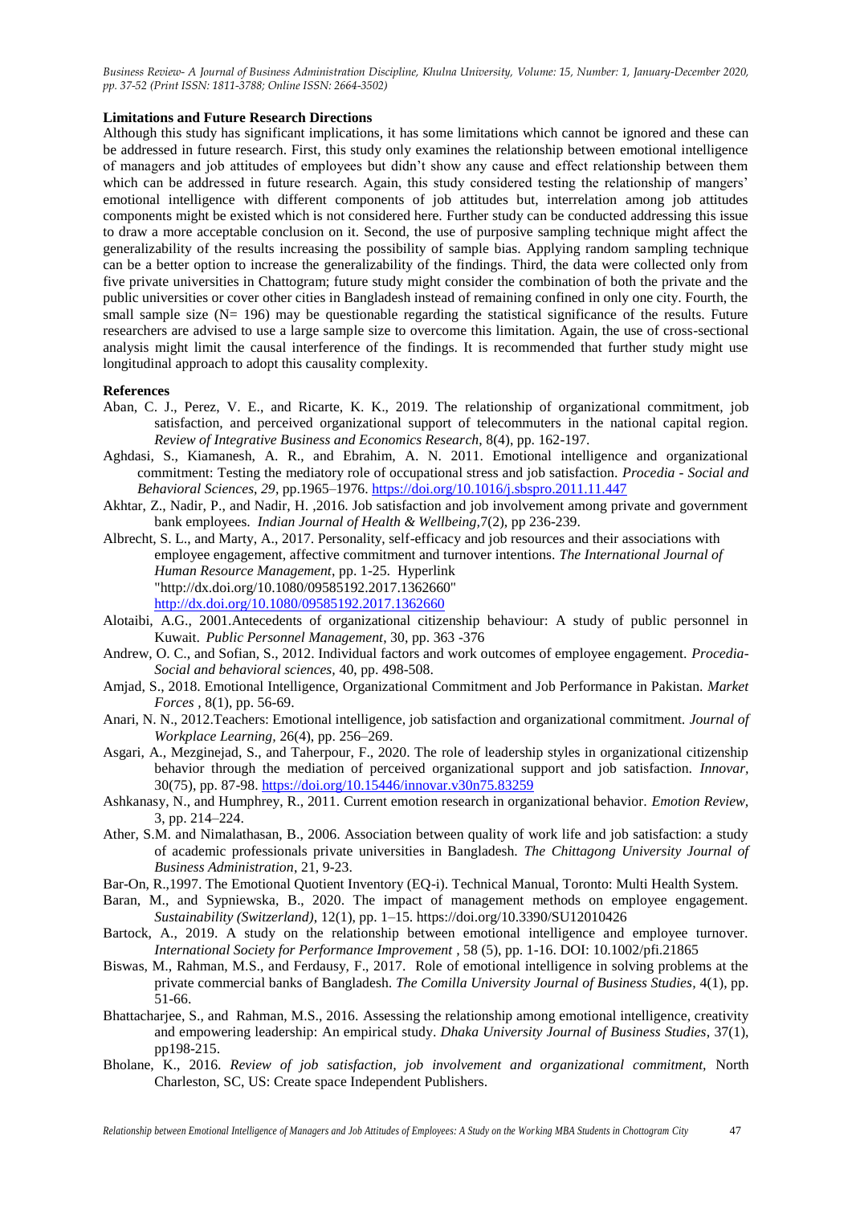**Limitations and Future Research Directions**

Although this study has significant implications, it has some limitations which cannot be ignored and these can be addressed in future research. First, this study only examines the relationship between emotional intelligence of managers and job attitudes of employees but didn't show any cause and effect relationship between them which can be addressed in future research. Again, this study considered testing the relationship of mangers' emotional intelligence with different components of job attitudes but, interrelation among job attitudes components might be existed which is not considered here. Further study can be conducted addressing this issue to draw a more acceptable conclusion on it. Second, the use of purposive sampling technique might affect the generalizability of the results increasing the possibility of sample bias. Applying random sampling technique can be a better option to increase the generalizability of the findings. Third, the data were collected only from five private universities in Chattogram; future study might consider the combination of both the private and the public universities or cover other cities in Bangladesh instead of remaining confined in only one city. Fourth, the small sample size (N= 196) may be questionable regarding the statistical significance of the results. Future researchers are advised to use a large sample size to overcome this limitation. Again, the use of cross-sectional analysis might limit the causal interference of the findings. It is recommended that further study might use longitudinal approach to adopt this causality complexity.

**References**

Aban, C. J., Perez, V. E., and Ricarte, K. K., 2019. The relationship of organizational commitment, job satisfaction, and perceived organizational support of telecommuters in the national capital region. *Review of Integrative Business and Economics Research*, 8(4), pp. 162-197.

Aghdasi, S., Kiamanesh, A. R., and Ebrahim, A. N. 2011. Emotional intelligence and organizational commitment: Testing the mediatory role of occupational stress and job satisfaction. *Procedia - Social and Behavioral Sciences*, *29*, pp.1965–1976. https://doi.org/10.1016/j.sbspro.2011.11.447

Akhtar, Z., Nadir, P., and Nadir, H. ,2016. Job satisfaction and job involvement among private and government bank employees. *Indian Journal of Health & Wellbeing*,7(2), pp 236-239.

Albrecht, S. L., and Marty, A., 2017. Personality, self-efficacy and job resources and their associations with employee engagement, affective commitment and turnover intentions. *The International Journal of Human Resource Management*, pp. 1-25. Hyperlink "http://dx.doi.org/10.1080/09585192.2017.1362660" http://dx.doi.org/10.1080/09585192.2017.1362660

Alotaibi, A.G., 2001.Antecedents of organizational citizenship behaviour: A study of public personnel in Kuwait. *Public Personnel Management*, 30, pp. 363 -376

Andrew, O. C., and Sofian, S., 2012. Individual factors and work outcomes of employee engagement. *Procedia-Social and behavioral sciences*, 40, pp. 498-508.

Amjad, S., 2018. Emotional Intelligence, Organizational Commitment and Job Performance in Pakistan. *Market Forces* , 8(1), pp. 56-69.

Anari, N. N., 2012.Teachers: Emotional intelligence, job satisfaction and organizational commitment. *Journal of Workplace Learning*, 26(4), pp. 256–269.

Asgari, A., Mezginejad, S., and Taherpour, F., 2020. The role of leadership styles in organizational citizenship behavior through the mediation of perceived organizational support and job satisfaction. *Innovar*, 30(75), pp. 87-98. https://doi.org/10.15446/innovar.v30n75.83259

Ashkanasy, N., and Humphrey, R., 2011. Current emotion research in organizational behavior. *Emotion Review*, 3, pp. 214–224.

Ather, S.M. and Nimalathasan, B., 2006. Association between quality of work life and job satisfaction: a study of academic professionals private universities in Bangladesh. *The Chittagong University Journal of Business Administration*, 21, 9-23.

Bar-On, R.,1997. The Emotional Quotient Inventory (EQ-i). Technical Manual, Toronto: Multi Health System.

Baran, M., and Sypniewska, B., 2020. The impact of management methods on employee engagement. *Sustainability (Switzerland)*, 12(1), pp. 1–15. https://doi.org/10.3390/SU12010426

Bartock, A., 2019. A study on the relationship between emotional intelligence and employee turnover. *International Society for Performance Improvement* , 58 (5), pp. 1-16. DOI: 10.1002/pfi.21865

Biswas, M., Rahman, M.S., and Ferdausy, F., 2017. Role of emotional intelligence in solving problems at the private commercial banks of Bangladesh. *The Comilla University Journal of Business Studies*, 4(1), pp. 51-66.

Bhattacharjee, S., and Rahman, M.S., 2016. Assessing the relationship among emotional intelligence, creativity and empowering leadership: An empirical study. *Dhaka University Journal of Business Studies*, 37(1), pp198-215.

Bholane, K., 2016. *Review of job satisfaction, job involvement and organizational commitment,* North Charleston, SC, US: Create space Independent Publishers.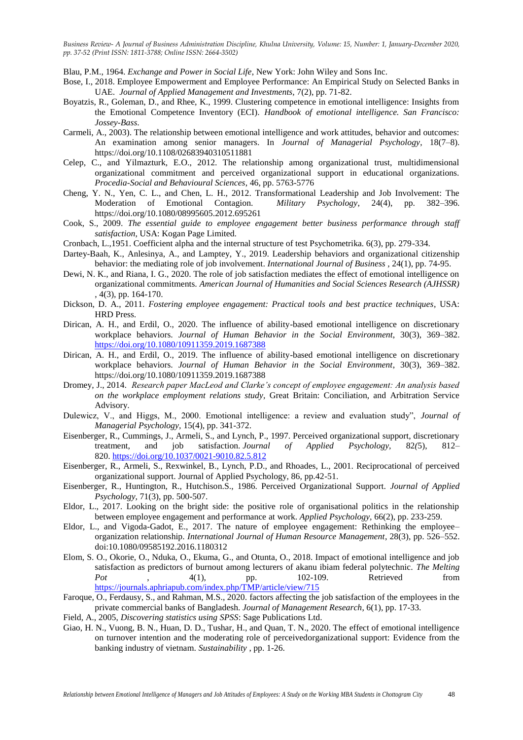Blau, P.M., 1964. *Exchange and Power in Social Life*, New York: John Wiley and Sons Inc.

Bose, I., 2018. Employee Empowerment and Employee Performance: An Empirical Study on Selected Banks in UAE. *Journal of Applied Management and Investments*, 7(2), pp. 71-82.

Boyatzis, R., Goleman, D., and Rhee, K., 1999. Clustering competence in emotional intelligence: Insights from the Emotional Competence Inventory (ECI). *Handbook of emotional intelligence. San Francisco: Jossey-Bass.*

Carmeli, A., 2003). The relationship between emotional intelligence and work attitudes, behavior and outcomes: An examination among senior managers. In *Journal of Managerial Psychology*, 18(7–8). https://doi.org/10.1108/02683940310511881

Celep, C., and Yilmazturk, E.O., 2012. The relationship among organizational trust, multidimensional organizational commitment and perceived organizational support in educational organizations. *Procedia-Social and Behavioural Sciences*, 46, pp. 5763-5776

Cheng, Y. N., Yen, C. L., and Chen, L. H., 2012. Transformational Leadership and Job Involvement: The Moderation of Emotional Contagion. *Military Psychology*, 24(4), pp. 382–396. https://doi.org/10.1080/08995605.2012.695261

Cook, S., 2009. *The essential guide to employee engagement better business performance through staff satisfaction*, USA: Kogan Page Limited.

Cronbach, L.,1951. Coefficient alpha and the internal structure of test Psychometrika. 6(3), pp. 279-334.

Dartey-Baah, K., Anlesinya, A., and Lamptey, Y., 2019. Leadership behaviors and organizational citizenship behavior: the mediating role of job involvement. *International Journal of Business* , 24(1), pp. 74-95.

Dewi, N. K., and Riana, I. G., 2020. The role of job satisfaction mediates the effect of emotional intelligence on organizational commitments. *American Journal of Humanities and Social Sciences Research (AJHSSR)* , 4(3), pp. 164-170.

Dickson, D. A., 2011. *Fostering employee engagement: Practical tools and best practice techniques*, USA: HRD Press.

Dirican, A. H., and Erdil, O., 2020. The influence of ability-based emotional intelligence on discretionary workplace behaviors. *Journal of Human Behavior in the Social Environment*, 30(3), 369–382. https://doi.org/10.1080/10911359.2019.1687388

Dirican, A. H., and Erdil, O., 2019. The influence of ability-based emotional intelligence on discretionary workplace behaviors. *Journal of Human Behavior in the Social Environment*, 30(3), 369–382. https://doi.org/10.1080/10911359.2019.1687388

Dromey, J., 2014. *Research paper MacLeod and Clarke's concept of employee engagement: An analysis based on the workplace employment relations study*, Great Britain: Conciliation, and Arbitration Service Advisory.

Dulewicz, V., and Higgs, M., 2000. Emotional intelligence: a review and evaluation study", *Journal of Managerial Psychology*, 15(4), pp. 341-372.

Eisenberger, R., Cummings, J., Armeli, S., and Lynch, P., 1997. Perceived organizational support, discretionary treatment, and job satisfaction. *Journal of Applied Psychology,* 82*(*5), 812–820. https://doi.org/10.1037/0021-9010.82.5.812

Eisenberger, R., Armeli, S., Rexwinkel, B., Lynch, P.D., and Rhoades, L., 2001. Reciprocational of perceived organizational support. Journal of Applied Psychology, 86, pp.42-51.

Eisenberger, R., Huntington, R., Hutchison.S., 1986. Perceived Organizational Support. *Journal of Applied Psychology,* 71(3), pp. 500-507.

Eldor, L., 2017. Looking on the bright side: the positive role of organisational politics in the relationship between employee engagement and performance at work. *Applied Psychology*, 66(2), pp. 233-259.

Eldor, L., and Vigoda-Gadot, E., 2017. The nature of employee engagement: Rethinking the employee–organization relationship. *International Journal of Human Resource Management*, 28(3), pp. 526–552. doi:10.1080/09585192.2016.1180312

Elom, S. O., Okorie, O., Nduka, O., Ekuma, G., and Otunta, O., 2018. Impact of emotional intelligence and job satisfaction as predictors of burnout among lecturers of akanu ibiam federal polytechnic. *The Melting Pot* , 4(1), pp. 102-109. Retrieved from https://journals.aphriapub.com/index.php/TMP/article/view/715

Faroque, O., Ferdausy, S., and Rahman, M.S., 2020. factors affecting the job satisfaction of the employees in the private commercial banks of Bangladesh. *Journal of Management Research*, 6(1), pp. 17-33.

Field, A., 2005, *Discovering statistics using SPSS*: Sage Publications Ltd.

Giao, H. N., Vuong, B. N., Huan, D. D., Tushar, H., and Quan, T. N., 2020. The effect of emotional intelligence on turnover intention and the moderating role of perceivedorganizational support: Evidence from the banking industry of vietnam. *Sustainability* , pp. 1-26.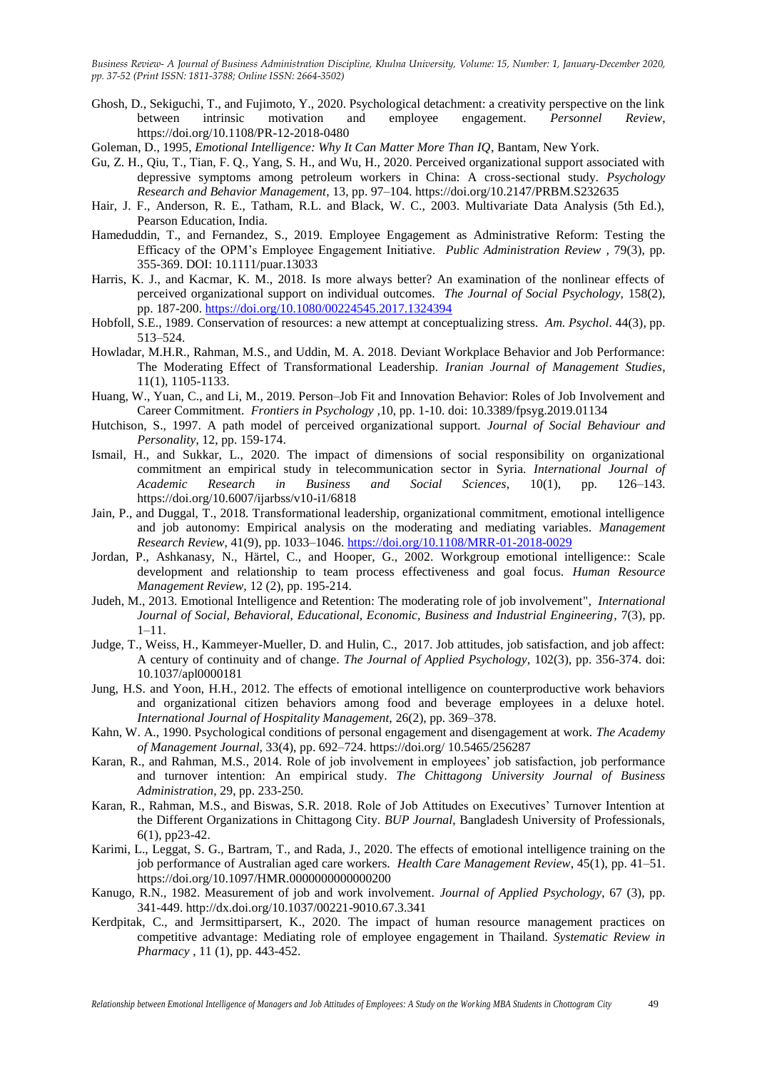Ghosh, D., Sekiguchi, T., and Fujimoto, Y., 2020. Psychological detachment: a creativity perspective on the link between intrinsic motivation and employee engagement. *Personnel Review*, https://doi.org/10.1108/PR-12-2018-0480

Goleman, D., 1995, *Emotional Intelligence: Why It Can Matter More Than IQ*, Bantam, New York.

Gu, Z. H., Qiu, T., Tian, F. Q., Yang, S. H., and Wu, H., 2020. Perceived organizational support associated with depressive symptoms among petroleum workers in China: A cross-sectional study. *Psychology Research and Behavior Management*, 13, pp. 97–104. https://doi.org/10.2147/PRBM.S232635

Hair, J. F., Anderson, R. E., Tatham, R.L. and Black, W. C., 2003. Multivariate Data Analysis (5th Ed.), Pearson Education, India.

Hameduddin, T., and Fernandez, S., 2019. Employee Engagement as Administrative Reform: Testing the Efficacy of the OPM's Employee Engagement Initiative. *Public Administration Review* , 79(3), pp. 355-369. DOI: 10.1111/puar.13033

Harris, K. J., and Kacmar, K. M., 2018. Is more always better? An examination of the nonlinear effects of perceived organizational support on individual outcomes. *The Journal of Social Psychology,* 158(2), pp. 187-200. https://doi.org/10.1080/00224545.2017.1324394

Hobfoll, S.E., 1989. Conservation of resources: a new attempt at conceptualizing stress. *Am. Psychol*. 44(3), pp. 513–524.

Howladar, M.H.R., Rahman, M.S., and Uddin, M. A. 2018. Deviant Workplace Behavior and Job Performance: The Moderating Effect of Transformational Leadership. *Iranian Journal of Management Studies*, 11(1), 1105-1133.

Huang, W., Yuan, C., and Li, M., 2019. Person–Job Fit and Innovation Behavior: Roles of Job Involvement and Career Commitment. *Frontiers in Psychology* ,10, pp. 1-10. doi: 10.3389/fpsyg.2019.01134

Hutchison, S., 1997. A path model of perceived organizational support. *Journal of Social Behaviour and Personality*, 12, pp. 159-174.

Ismail, H., and Sukkar, L., 2020. The impact of dimensions of social responsibility on organizational commitment an empirical study in telecommunication sector in Syria. *International Journal of Academic Research in Business and Social Sciences*, 10(1), pp. 126–143. https://doi.org/10.6007/ijarbss/v10-i1/6818

Jain, P., and Duggal, T., 2018. Transformational leadership, organizational commitment, emotional intelligence and job autonomy: Empirical analysis on the moderating and mediating variables. *Management Research Review*, 41(9), pp. 1033–1046. https://doi.org/10.1108/MRR-01-2018-0029

Jordan, P., Ashkanasy, N., Härtel, C., and Hooper, G., 2002. Workgroup emotional intelligence:: Scale development and relationship to team process effectiveness and goal focus. *Human Resource Management Review,* 12 (2), pp. 195-214.

Judeh, M., 2013. Emotional Intelligence and Retention: The moderating role of job involvement", *International Journal of Social, Behavioral, Educational, Economic, Business and Industrial Engineering*, 7(3), pp. 1–11.

Judge, T., Weiss, H., Kammeyer-Mueller, D. and Hulin, C., 2017. Job attitudes, job satisfaction, and job affect: A century of continuity and of change. *The Journal of Applied Psychology,* 102(3), pp. 356-374. doi: 10.1037/apl0000181

Jung, H.S. and Yoon, H.H., 2012. The effects of emotional intelligence on counterproductive work behaviors and organizational citizen behaviors among food and beverage employees in a deluxe hotel. *International Journal of Hospitality Management,* 26(2), pp. 369–378.

Kahn, W. A., 1990. Psychological conditions of personal engagement and disengagement at work. *The Academy of Management Journal*, 33(4), pp. 692–724. https://doi.org/ 10.5465/256287

Karan, R., and Rahman, M.S., 2014. Role of job involvement in employees' job satisfaction, job performance and turnover intention: An empirical study. *The Chittagong University Journal of Business Administration,* 29, pp. 233-250.

Karan, R., Rahman, M.S., and Biswas, S.R. 2018. Role of Job Attitudes on Executives' Turnover Intention at the Different Organizations in Chittagong City. *BUP Journal*, Bangladesh University of Professionals, 6(1), pp23-42.

Karimi, L., Leggat, S. G., Bartram, T., and Rada, J., 2020. The effects of emotional intelligence training on the job performance of Australian aged care workers. *Health Care Management Review*, 45(1), pp. 41–51. https://doi.org/10.1097/HMR.0000000000000200

Kanugo, R.N., 1982. Measurement of job and work involvement. *Journal of Applied Psychology*, 67 (3), pp. 341-449. http://dx.doi.org/10.1037/00221-9010.67.3.341

Kerdpitak, C., and Jermsittiparsert, K., 2020. The impact of human resource management practices on competitive advantage: Mediating role of employee engagement in Thailand. *Systematic Review in Pharmacy* , 11 (1), pp. 443-452.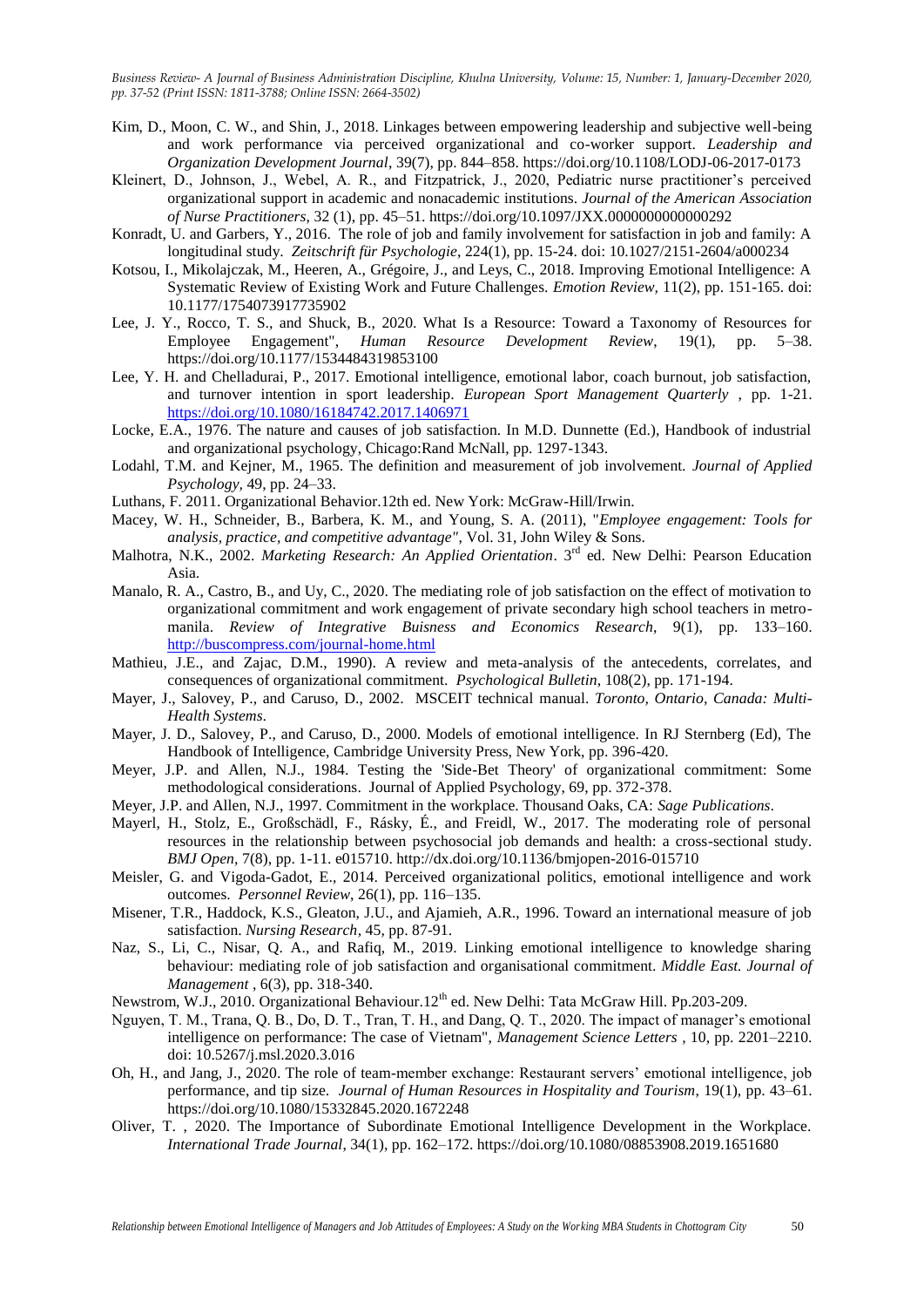Kim, D., Moon, C. W., and Shin, J., 2018. Linkages between empowering leadership and subjective well-being and work performance via perceived organizational and co-worker support. *Leadership and Organization Development Journal*, 39(7), pp. 844–858. https://doi.org/10.1108/LODJ-06-2017-0173

Kleinert, D., Johnson, J., Webel, A. R., and Fitzpatrick, J., 2020, Pediatric nurse practitioner's perceived organizational support in academic and nonacademic institutions. *Journal of the American Association of Nurse Practitioners*, 32 (1), pp. 45–51. https://doi.org/10.1097/JXX.0000000000000292

Konradt, U. and Garbers, Y., 2016. The role of job and family involvement for satisfaction in job and family: A longitudinal study. *Zeitschrift für Psychologie*, 224(1), pp. 15-24. doi: 10.1027/2151-2604/a000234

Kotsou, I., Mikolajczak, M., Heeren, A., Grégoire, J., and Leys, C., 2018. Improving Emotional Intelligence: A Systematic Review of Existing Work and Future Challenges. *Emotion Review*, 11(2), pp. 151-165. doi: 10.1177/1754073917735902

Lee, J. Y., Rocco, T. S., and Shuck, B., 2020. What Is a Resource: Toward a Taxonomy of Resources for Employee Engagement", *Human Resource Development Review*, 19(1), pp. 5–38. https://doi.org/10.1177/1534484319853100

Lee, Y. H. and Chelladurai, P., 2017. Emotional intelligence, emotional labor, coach burnout, job satisfaction, and turnover intention in sport leadership. *European Sport Management Quarterly* , pp. 1-21. https://doi.org/10.1080/16184742.2017.1406971

Locke, E.A., 1976. The nature and causes of job satisfaction. In M.D. Dunnette (Ed.), Handbook of industrial and organizational psychology, Chicago:Rand McNall, pp. 1297-1343.

Lodahl, T.M. and Kejner, M., 1965. The definition and measurement of job involvement. *Journal of Applied Psychology*, 49, pp. 24–33.

Luthans, F. 2011. Organizational Behavior.12th ed. New York: McGraw-Hill/Irwin.

Macey, W. H., Schneider, B., Barbera, K. M., and Young, S. A. (2011), "*Employee engagement: Tools for analysis, practice, and competitive advantage"*, Vol. 31, John Wiley & Sons.

Malhotra, N.K., 2002. *Marketing Research: An Applied Orientation*. 3rd ed. New Delhi: Pearson Education Asia.

Manalo, R. A., Castro, B., and Uy, C., 2020. The mediating role of job satisfaction on the effect of motivation to organizational commitment and work engagement of private secondary high school teachers in metro-manila. *Review of Integrative Buisness and Economics Research*, 9(1), pp. 133–160. http://buscompress.com/journal-home.html

Mathieu, J.E., and Zajac, D.M., 1990). A review and meta-analysis of the antecedents, correlates, and consequences of organizational commitment. *Psychological Bulletin*, 108(2), pp. 171-194.

Mayer, J., Salovey, P., and Caruso, D., 2002. MSCEIT technical manual. *Toronto, Ontario, Canada: Multi-Health Systems*.

Mayer, J. D., Salovey, P., and Caruso, D., 2000. Models of emotional intelligence. In RJ Sternberg (Ed), The Handbook of Intelligence, Cambridge University Press, New York, pp. 396-420.

Meyer, J.P. and Allen, N.J., 1984. Testing the 'Side-Bet Theory' of organizational commitment: Some methodological considerations. Journal of Applied Psychology, 69, pp. 372-378.

Meyer, J.P. and Allen, N.J., 1997. Commitment in the workplace. Thousand Oaks, CA: *Sage Publications*.

Mayerl, H., Stolz, E., Großschädl, F., Rásky, É., and Freidl, W., 2017. The moderating role of personal resources in the relationship between psychosocial job demands and health: a cross-sectional study. *BMJ Open*, 7(8), pp. 1-11. e015710. http://dx.doi.org/10.1136/bmjopen-2016-015710

Meisler, G. and Vigoda-Gadot, E., 2014. Perceived organizational politics, emotional intelligence and work outcomes. *Personnel Review*, 26(1), pp. 116–135.

Misener, T.R., Haddock, K.S., Gleaton, J.U., and Ajamieh, A.R., 1996. Toward an international measure of job satisfaction. *Nursing Research*, 45, pp. 87-91.

Naz, S., Li, C., Nisar, Q. A., and Rafiq, M., 2019. Linking emotional intelligence to knowledge sharing behaviour: mediating role of job satisfaction and organisational commitment. *Middle East. Journal of Management* , 6(3), pp. 318-340.

Newstrom, W.J., 2010. Organizational Behaviour.12th ed. New Delhi: Tata McGraw Hill. Pp.203-209.

Nguyen, T. M., Trana, Q. B., Do, D. T., Tran, T. H., and Dang, Q. T., 2020. The impact of manager's emotional intelligence on performance: The case of Vietnam", *Management Science Letters* , 10, pp. 2201–2210. doi: 10.5267/j.msl.2020.3.016

Oh, H., and Jang, J., 2020. The role of team-member exchange: Restaurant servers' emotional intelligence, job performance, and tip size. *Journal of Human Resources in Hospitality and Tourism*, 19(1), pp. 43–61. https://doi.org/10.1080/15332845.2020.1672248

Oliver, T. , 2020. The Importance of Subordinate Emotional Intelligence Development in the Workplace. *International Trade Journal*, 34(1), pp. 162–172. https://doi.org/10.1080/08853908.2019.1651680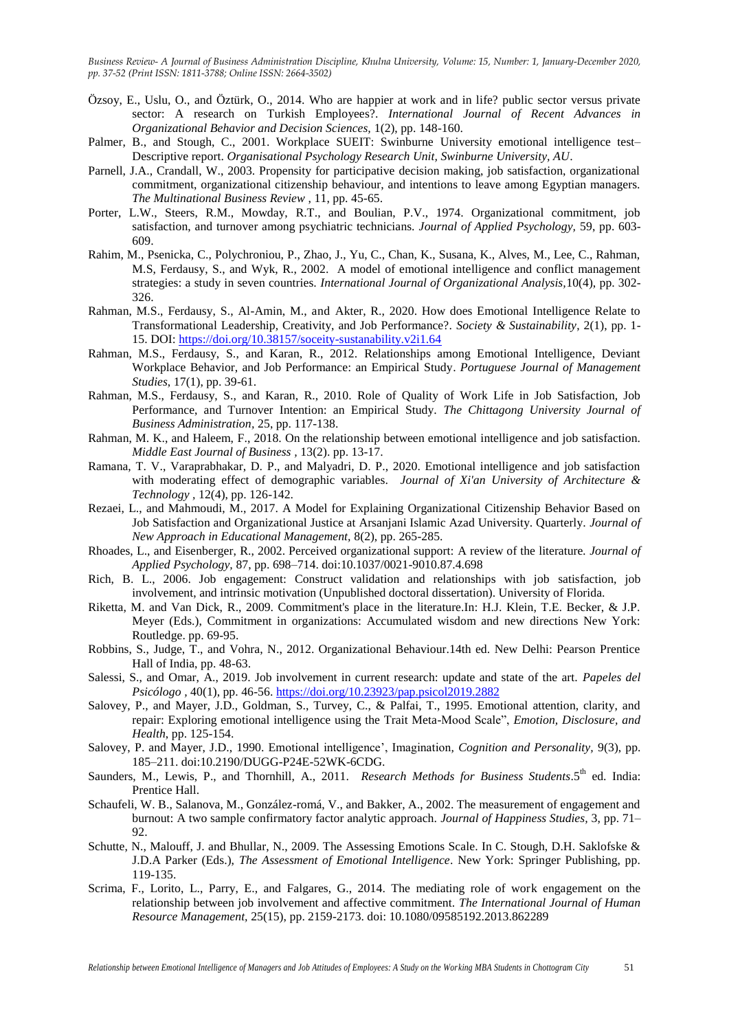Özsoy, E., Uslu, O., and Öztürk, O., 2014. Who are happier at work and in life? public sector versus private sector: A research on Turkish Employees?. *International Journal of Recent Advances in Organizational Behavior and Decision Sciences*, 1(2), pp. 148-160.

Palmer, B., and Stough, C., 2001. Workplace SUEIT: Swinburne University emotional intelligence test– Descriptive report. *Organisational Psychology Research Unit, Swinburne University, AU*.

Parnell, J.A., Crandall, W., 2003. Propensity for participative decision making, job satisfaction, organizational commitment, organizational citizenship behaviour, and intentions to leave among Egyptian managers. *The Multinational Business Review* , 11, pp. 45-65.

Porter, L.W., Steers, R.M., Mowday, R.T., and Boulian, P.V., 1974. Organizational commitment, job satisfaction, and turnover among psychiatric technicians. *Journal of Applied Psychology*, 59, pp. 603-609.

Rahim, M., Psenicka, C., Polychroniou, P., Zhao, J., Yu, C., Chan, K., Susana, K., Alves, M., Lee, C., Rahman, M.S, Ferdausy, S., and Wyk, R., 2002. A model of emotional intelligence and conflict management strategies: a study in seven countries. *International Journal of Organizational Analysis*,10(4), pp. 302-326.

Rahman, M.S., Ferdausy, S., Al-Amin, M., and Akter, R., 2020. How does Emotional Intelligence Relate to Transformational Leadership, Creativity, and Job Performance?. *Society & Sustainability*, 2(1), pp. 1-15. DOI: https://doi.org/10.38157/soceity-sustanability.v2i1.64

Rahman, M.S., Ferdausy, S., and Karan, R., 2012. Relationships among Emotional Intelligence, Deviant Workplace Behavior, and Job Performance: an Empirical Study. *Portuguese Journal of Management Studies*, 17(1), pp. 39-61.

Rahman, M.S., Ferdausy, S., and Karan, R., 2010. Role of Quality of Work Life in Job Satisfaction, Job Performance, and Turnover Intention: an Empirical Study. *The Chittagong University Journal of Business Administration*, 25, pp. 117-138.

Rahman, M. K., and Haleem, F., 2018. On the relationship between emotional intelligence and job satisfaction. *Middle East Journal of Business* , 13(2). pp. 13-17.

Ramana, T. V., Varaprabhakar, D. P., and Malyadri, D. P., 2020. Emotional intelligence and job satisfaction with moderating effect of demographic variables. *Journal of Xi'an University of Architecture & Technology* , 12(4), pp. 126-142.

Rezaei, L., and Mahmoudi, M., 2017. A Model for Explaining Organizational Citizenship Behavior Based on Job Satisfaction and Organizational Justice at Arsanjani Islamic Azad University. Quarterly. *Journal of New Approach in Educational Management*, 8(2), pp. 265-285.

Rhoades, L., and Eisenberger, R., 2002. Perceived organizational support: A review of the literature. *Journal of Applied Psychology*, 87, pp. 698–714. doi:10.1037/0021-9010.87.4.698

Rich, B. L., 2006. Job engagement: Construct validation and relationships with job satisfaction, job involvement, and intrinsic motivation (Unpublished doctoral dissertation). University of Florida.

Riketta, M. and Van Dick, R., 2009. Commitment's place in the literature.In: H.J. Klein, T.E. Becker, & J.P. Meyer (Eds.), Commitment in organizations: Accumulated wisdom and new directions New York: Routledge. pp. 69-95.

Robbins, S., Judge, T., and Vohra, N., 2012. Organizational Behaviour.14th ed. New Delhi: Pearson Prentice Hall of India, pp. 48-63.

Salessi, S., and Omar, A., 2019. Job involvement in current research: update and state of the art. *Papeles del Psicólogo* , 40(1), pp. 46-56. https://doi.org/10.23923/pap.psicol2019.2882

Salovey, P., and Mayer, J.D., Goldman, S., Turvey, C., & Palfai, T., 1995. Emotional attention, clarity, and repair: Exploring emotional intelligence using the Trait Meta-Mood Scale", *Emotion, Disclosure, and Health*, pp. 125-154.

Salovey, P. and Mayer, J.D., 1990. Emotional intelligence', Imagination, *Cognition and Personality*, 9(3), pp. 185–211. doi:10.2190/DUGG-P24E-52WK-6CDG.

Saunders, M., Lewis, P., and Thornhill, A., 2011. *Research Methods for Business Students*.5th ed. India: Prentice Hall.

Schaufeli, W. B., Salanova, M., González-romá, V., and Bakker, A., 2002. The measurement of engagement and burnout: A two sample confirmatory factor analytic approach. *Journal of Happiness Studies*, 3, pp. 71–92.

Schutte, N., Malouff, J. and Bhullar, N., 2009. The Assessing Emotions Scale. In C. Stough, D.H. Saklofske & J.D.A Parker (Eds.), *The Assessment of Emotional Intelligence*. New York: Springer Publishing, pp. 119-135.

Scrima, F., Lorito, L., Parry, E., and Falgares, G., 2014. The mediating role of work engagement on the relationship between job involvement and affective commitment. *The International Journal of Human Resource Management*, 25(15), pp. 2159-2173. doi: 10.1080/09585192.2013.862289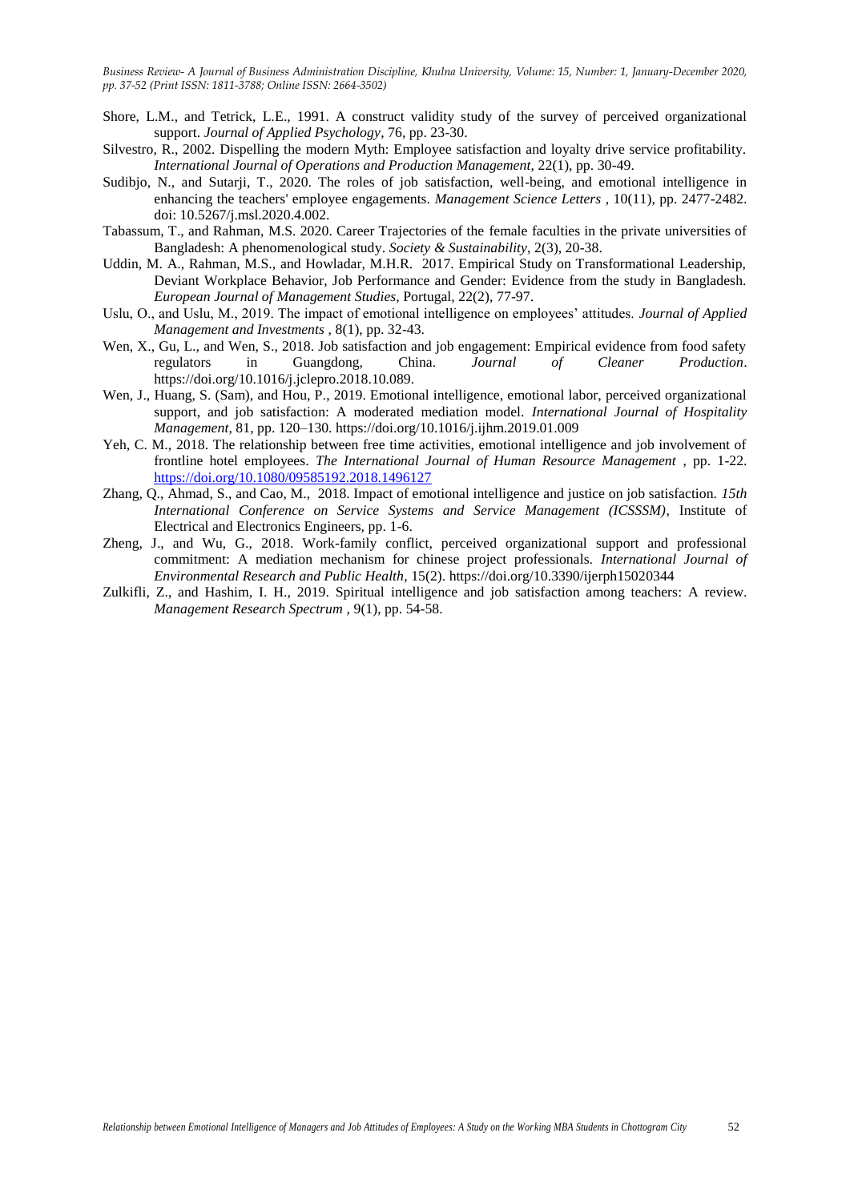- Shore, L.M., and Tetrick, L.E., 1991. A construct validity study of the survey of perceived organizational support. *Journal of Applied Psychology*, 76, pp. 23-30.
- Silvestro, R., 2002. Dispelling the modern Myth: Employee satisfaction and loyalty drive service profitability. *International Journal of Operations and Production Management*, 22(1), pp. 30-49.
- Sudibjo, N., and Sutarji, T., 2020. The roles of job satisfaction, well-being, and emotional intelligence in enhancing the teachers' employee engagements. *Management Science Letters* , 10(11), pp. 2477-2482. doi: 10.5267/j.msl.2020.4.002.
- Tabassum, T., and Rahman, M.S. 2020. Career Trajectories of the female faculties in the private universities of Bangladesh: A phenomenological study. *Society & Sustainability*, 2(3), 20-38.
- Uddin, M. A., Rahman, M.S., and Howladar, M.H.R. 2017. Empirical Study on Transformational Leadership, Deviant Workplace Behavior, Job Performance and Gender: Evidence from the study in Bangladesh. *European Journal of Management Studies*, Portugal, 22(2), 77-97.
- Uslu, O., and Uslu, M., 2019. The impact of emotional intelligence on employees' attitudes. *Journal of Applied Management and Investments* , 8(1), pp. 32-43.
- Wen, X., Gu, L., and Wen, S., 2018. Job satisfaction and job engagement: Empirical evidence from food safety regulators in Guangdong, China. *Journal of Cleaner Production*. https://doi.org/10.1016/j.jclepro.2018.10.089.
- Wen, J., Huang, S. (Sam), and Hou, P., 2019. Emotional intelligence, emotional labor, perceived organizational support, and job satisfaction: A moderated mediation model. *International Journal of Hospitality Management*, 81, pp. 120–130. https://doi.org/10.1016/j.ijhm.2019.01.009
- Yeh, C. M., 2018. The relationship between free time activities, emotional intelligence and job involvement of frontline hotel employees. *The International Journal of Human Resource Management* , pp. 1-22. https://doi.org/10.1080/09585192.2018.1496127
- Zhang, Q., Ahmad, S., and Cao, M., 2018. Impact of emotional intelligence and justice on job satisfaction. *15th International Conference on Service Systems and Service Management (ICSSSM)*, Institute of Electrical and Electronics Engineers, pp. 1-6.
- Zheng, J., and Wu, G., 2018. Work-family conflict, perceived organizational support and professional commitment: A mediation mechanism for chinese project professionals. *International Journal of Environmental Research and Public Health*, 15(2). https://doi.org/10.3390/ijerph15020344
- Zulkifli, Z., and Hashim, I. H., 2019. Spiritual intelligence and job satisfaction among teachers: A review. *Management Research Spectrum* , 9(1), pp. 54-58.